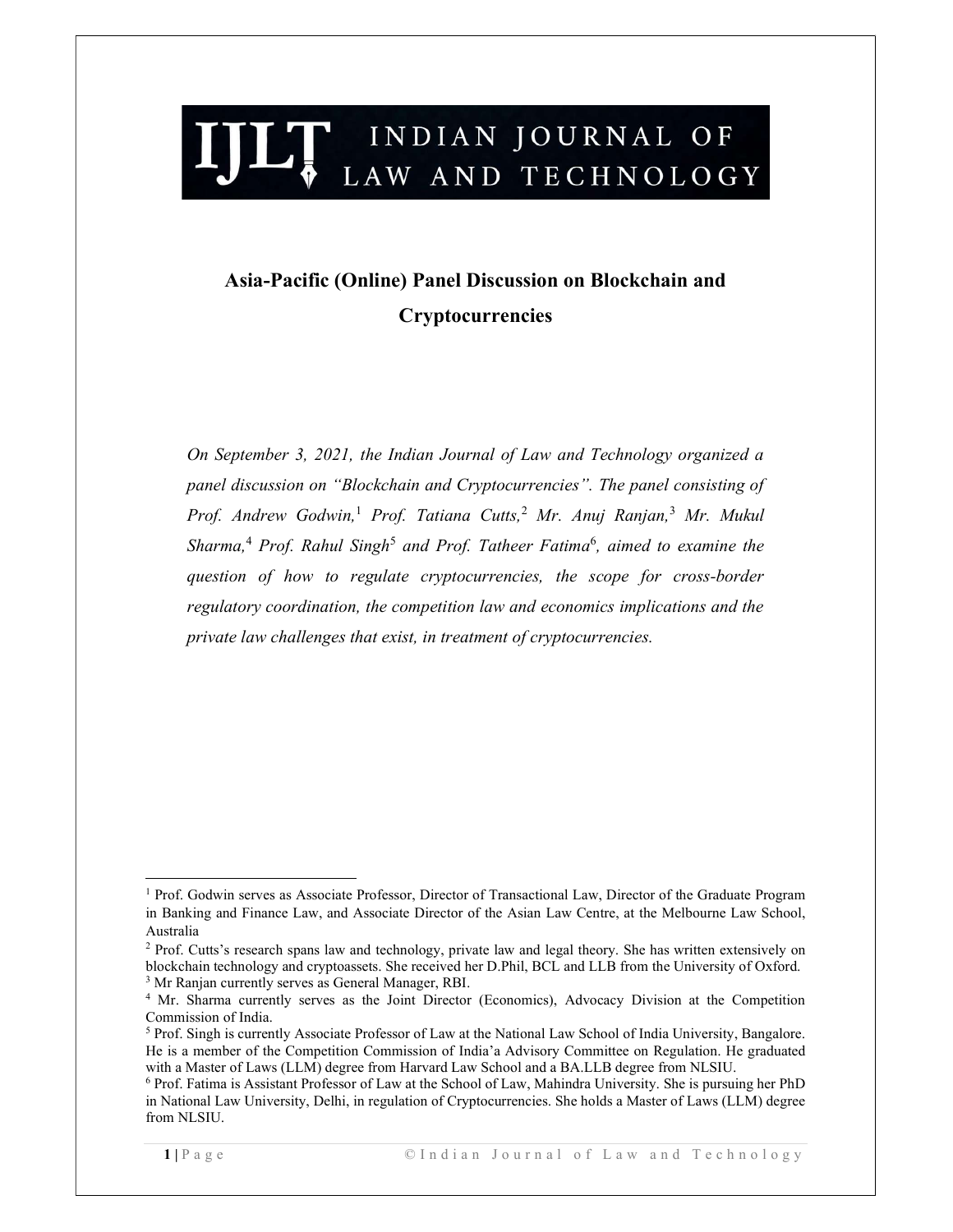# INDIAN JOURNAL OF LAW AND TECHNOLOGY

## Asia-Pacific (Online) Panel Discussion on Blockchain and Cryptocurrencies

*On September 3, 2021, the Indian Journal of Law and Technology organized a panel discussion on "Blockchain and Cryptocurrencies". The panel consisting of Prof. Andrew Godwin,[1] Prof. Tatiana Cutts,[2] Mr. Anuj Ranjan,[3] Mr. Mukul Sharma,[4] Prof. Rahul Singh[5] and Prof. Tatheer Fatima[6], aimed to examine the question of how to regulate cryptocurrencies, the scope for cross-border regulatory coordination, the competition law and economics implications and the private law challenges that exist, in treatment of cryptocurrencies.*

---

[1] Prof. Godwin serves as Associate Professor, Director of Transactional Law, Director of the Graduate Program in Banking and Finance Law, and Associate Director of the Asian Law Centre, at the Melbourne Law School, Australia

[2] Prof. Cutts's research spans law and technology, private law and legal theory. She has written extensively on blockchain technology and cryptoassets. She received her D.Phil, BCL and LLB from the University of Oxford.

[3] Mr Ranjan currently serves as General Manager, RBI.

[4] Mr. Sharma currently serves as the Joint Director (Economics), Advocacy Division at the Competition Commission of India.

[5] Prof. Singh is currently Associate Professor of Law at the National Law School of India University, Bangalore. He is a member of the Competition Commission of India'a Advisory Committee on Regulation. He graduated with a Master of Laws (LLM) degree from Harvard Law School and a BA.LLB degree from NLSIU.

[6] Prof. Fatima is Assistant Professor of Law at the School of Law, Mahindra University. She is pursuing her PhD in National Law University, Delhi, in regulation of Cryptocurrencies. She holds a Master of Laws (LLM) degree from NLSIU.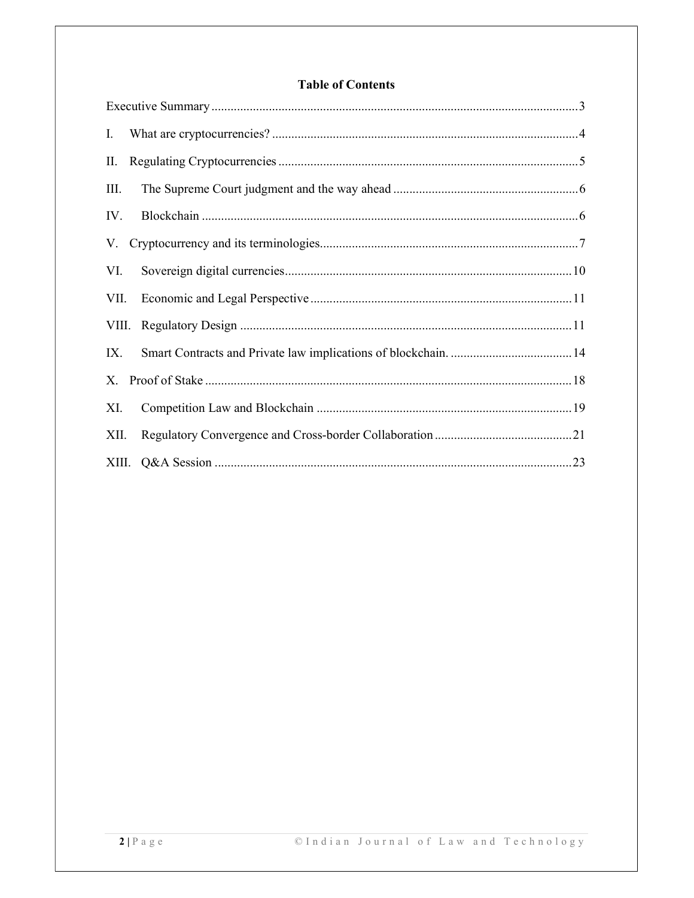## Table of Contents

Executive Summary .......... 3

I. What are cryptocurrencies? .......... 4

II. Regulating Cryptocurrencies .......... 5

III. The Supreme Court judgment and the way ahead .......... 6

IV. Blockchain .......... 6

V. Cryptocurrency and its terminologies .......... 7

VI. Sovereign digital currencies .......... 10

VII. Economic and Legal Perspective .......... 11

VIII. Regulatory Design .......... 11

IX. Smart Contracts and Private law implications of blockchain. .......... 14

X. Proof of Stake .......... 18

XI. Competition Law and Blockchain .......... 19

XII. Regulatory Convergence and Cross-border Collaboration .......... 21

XIII. Q&A Session .......... 23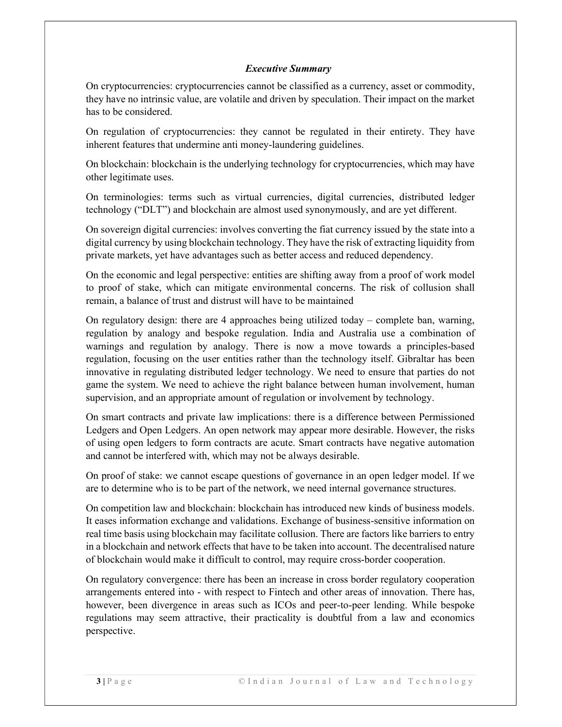### *Executive Summary*

On cryptocurrencies: cryptocurrencies cannot be classified as a currency, asset or commodity, they have no intrinsic value, are volatile and driven by speculation. Their impact on the market has to be considered.

On regulation of cryptocurrencies: they cannot be regulated in their entirety. They have inherent features that undermine anti money-laundering guidelines.

On blockchain: blockchain is the underlying technology for cryptocurrencies, which may have other legitimate uses.

On terminologies: terms such as virtual currencies, digital currencies, distributed ledger technology ("DLT") and blockchain are almost used synonymously, and are yet different.

On sovereign digital currencies: involves converting the fiat currency issued by the state into a digital currency by using blockchain technology. They have the risk of extracting liquidity from private markets, yet have advantages such as better access and reduced dependency.

On the economic and legal perspective: entities are shifting away from a proof of work model to proof of stake, which can mitigate environmental concerns. The risk of collusion shall remain, a balance of trust and distrust will have to be maintained

On regulatory design: there are 4 approaches being utilized today – complete ban, warning, regulation by analogy and bespoke regulation. India and Australia use a combination of warnings and regulation by analogy. There is now a move towards a principles-based regulation, focusing on the user entities rather than the technology itself. Gibraltar has been innovative in regulating distributed ledger technology. We need to ensure that parties do not game the system. We need to achieve the right balance between human involvement, human supervision, and an appropriate amount of regulation or involvement by technology.

On smart contracts and private law implications: there is a difference between Permissioned Ledgers and Open Ledgers. An open network may appear more desirable. However, the risks of using open ledgers to form contracts are acute. Smart contracts have negative automation and cannot be interfered with, which may not be always desirable.

On proof of stake: we cannot escape questions of governance in an open ledger model. If we are to determine who is to be part of the network, we need internal governance structures.

On competition law and blockchain: blockchain has introduced new kinds of business models. It eases information exchange and validations. Exchange of business-sensitive information on real time basis using blockchain may facilitate collusion. There are factors like barriers to entry in a blockchain and network effects that have to be taken into account. The decentralised nature of blockchain would make it difficult to control, may require cross-border cooperation.

On regulatory convergence: there has been an increase in cross border regulatory cooperation arrangements entered into - with respect to Fintech and other areas of innovation. There has, however, been divergence in areas such as ICOs and peer-to-peer lending. While bespoke regulations may seem attractive, their practicality is doubtful from a law and economics perspective.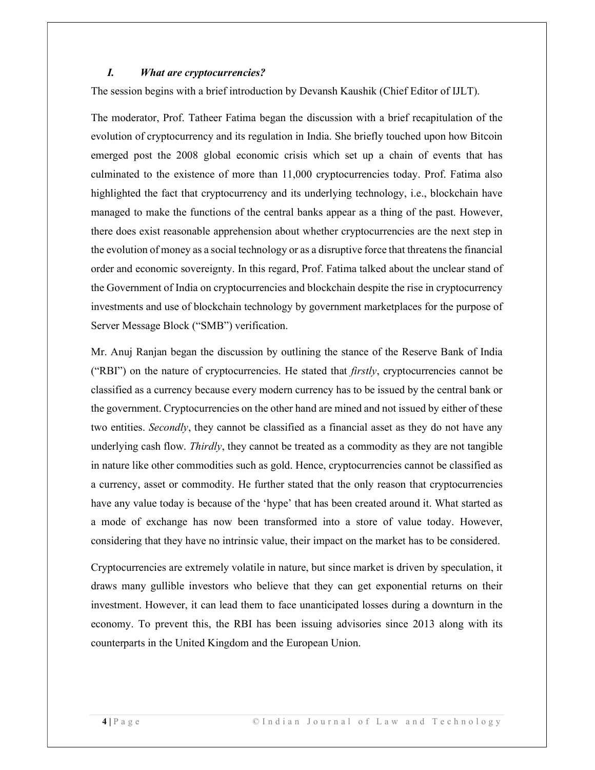### *I. What are cryptocurrencies?*

The session begins with a brief introduction by Devansh Kaushik (Chief Editor of IJLT).

The moderator, Prof. Tatheer Fatima began the discussion with a brief recapitulation of the evolution of cryptocurrency and its regulation in India. She briefly touched upon how Bitcoin emerged post the 2008 global economic crisis which set up a chain of events that has culminated to the existence of more than 11,000 cryptocurrencies today. Prof. Fatima also highlighted the fact that cryptocurrency and its underlying technology, i.e., blockchain have managed to make the functions of the central banks appear as a thing of the past. However, there does exist reasonable apprehension about whether cryptocurrencies are the next step in the evolution of money as a social technology or as a disruptive force that threatens the financial order and economic sovereignty. In this regard, Prof. Fatima talked about the unclear stand of the Government of India on cryptocurrencies and blockchain despite the rise in cryptocurrency investments and use of blockchain technology by government marketplaces for the purpose of Server Message Block ("SMB") verification.

Mr. Anuj Ranjan began the discussion by outlining the stance of the Reserve Bank of India ("RBI") on the nature of cryptocurrencies. He stated that *firstly*, cryptocurrencies cannot be classified as a currency because every modern currency has to be issued by the central bank or the government. Cryptocurrencies on the other hand are mined and not issued by either of these two entities. *Secondly*, they cannot be classified as a financial asset as they do not have any underlying cash flow. *Thirdly*, they cannot be treated as a commodity as they are not tangible in nature like other commodities such as gold. Hence, cryptocurrencies cannot be classified as a currency, asset or commodity. He further stated that the only reason that cryptocurrencies have any value today is because of the 'hype' that has been created around it. What started as a mode of exchange has now been transformed into a store of value today. However, considering that they have no intrinsic value, their impact on the market has to be considered.

Cryptocurrencies are extremely volatile in nature, but since market is driven by speculation, it draws many gullible investors who believe that they can get exponential returns on their investment. However, it can lead them to face unanticipated losses during a downturn in the economy. To prevent this, the RBI has been issuing advisories since 2013 along with its counterparts in the United Kingdom and the European Union.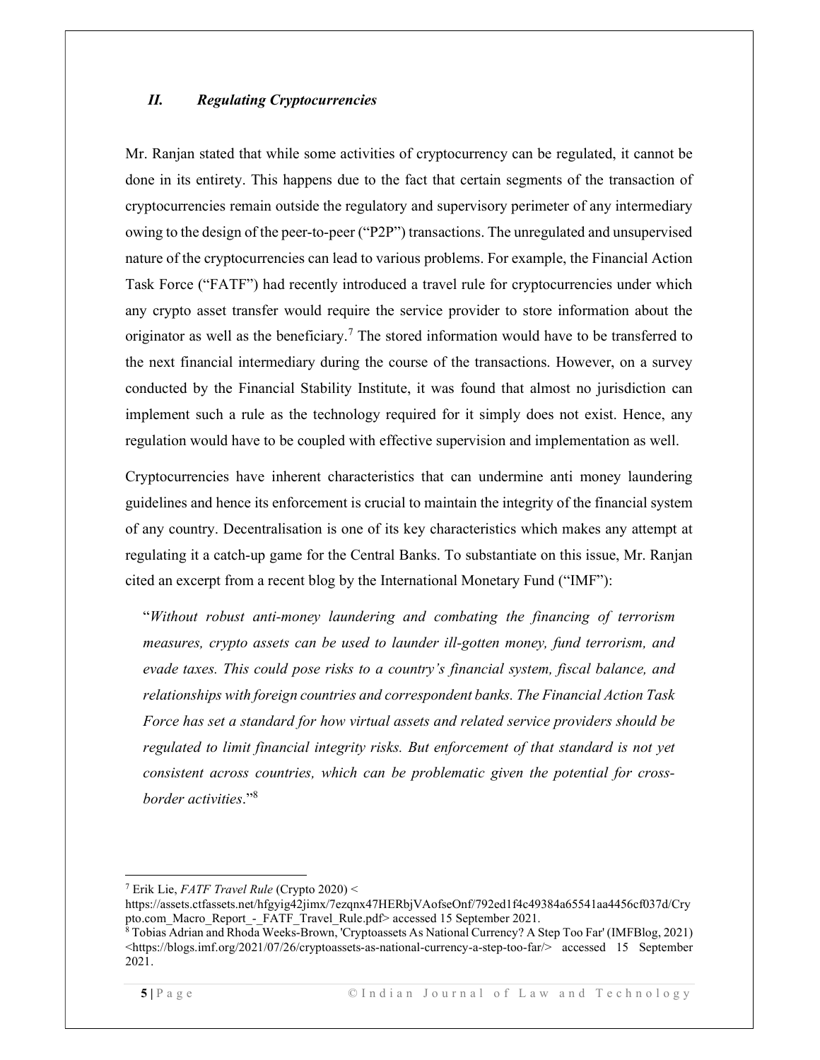## *II. Regulating Cryptocurrencies*

Mr. Ranjan stated that while some activities of cryptocurrency can be regulated, it cannot be done in its entirety. This happens due to the fact that certain segments of the transaction of cryptocurrencies remain outside the regulatory and supervisory perimeter of any intermediary owing to the design of the peer-to-peer ("P2P") transactions. The unregulated and unsupervised nature of the cryptocurrencies can lead to various problems. For example, the Financial Action Task Force ("FATF") had recently introduced a travel rule for cryptocurrencies under which any crypto asset transfer would require the service provider to store information about the originator as well as the beneficiary.[7] The stored information would have to be transferred to the next financial intermediary during the course of the transactions. However, on a survey conducted by the Financial Stability Institute, it was found that almost no jurisdiction can implement such a rule as the technology required for it simply does not exist. Hence, any regulation would have to be coupled with effective supervision and implementation as well.

Cryptocurrencies have inherent characteristics that can undermine anti money laundering guidelines and hence its enforcement is crucial to maintain the integrity of the financial system of any country. Decentralisation is one of its key characteristics which makes any attempt at regulating it a catch-up game for the Central Banks. To substantiate on this issue, Mr. Ranjan cited an excerpt from a recent blog by the International Monetary Fund ("IMF"):

> "*Without robust anti-money laundering and combating the financing of terrorism measures, crypto assets can be used to launder ill-gotten money, fund terrorism, and evade taxes. This could pose risks to a country's financial system, fiscal balance, and relationships with foreign countries and correspondent banks. The Financial Action Task Force has set a standard for how virtual assets and related service providers should be regulated to limit financial integrity risks. But enforcement of that standard is not yet consistent across countries, which can be problematic given the potential for cross-border activities*."[8]

---

[7] Erik Lie, *FATF Travel Rule* (Crypto 2020) <https://assets.ctfassets.net/hfgyig42jimx/7ezqnx47HERbjVAofseOnf/792ed1f4c49384a65541aa4456cf037d/Crypto.com_Macro_Report_-_FATF_Travel_Rule.pdf> accessed 15 September 2021.

[8] Tobias Adrian and Rhoda Weeks-Brown, 'Cryptoassets As National Currency? A Step Too Far' (IMFBlog, 2021) <https://blogs.imf.org/2021/07/26/cryptoassets-as-national-currency-a-step-too-far/> accessed 15 September 2021.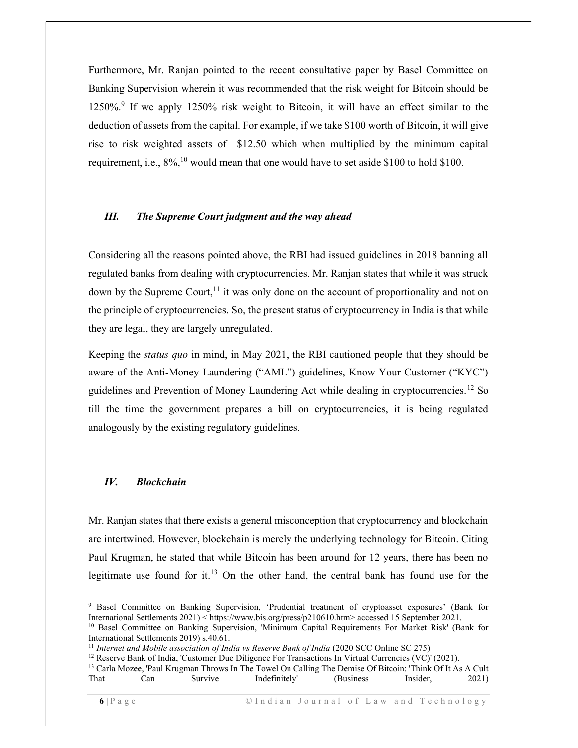Furthermore, Mr. Ranjan pointed to the recent consultative paper by Basel Committee on Banking Supervision wherein it was recommended that the risk weight for Bitcoin should be 1250%.[9] If we apply 1250% risk weight to Bitcoin, it will have an effect similar to the deduction of assets from the capital. For example, if we take $100 worth of Bitcoin, it will give rise to risk weighted assets of $12.50 which when multiplied by the minimum capital requirement, i.e., 8%,[10] would mean that one would have to set aside $100 to hold $100.

### *III. The Supreme Court judgment and the way ahead*

Considering all the reasons pointed above, the RBI had issued guidelines in 2018 banning all regulated banks from dealing with cryptocurrencies. Mr. Ranjan states that while it was struck down by the Supreme Court,[11] it was only done on the account of proportionality and not on the principle of cryptocurrencies. So, the present status of cryptocurrency in India is that while they are legal, they are largely unregulated.

Keeping the *status quo* in mind, in May 2021, the RBI cautioned people that they should be aware of the Anti-Money Laundering ("AML") guidelines, Know Your Customer ("KYC") guidelines and Prevention of Money Laundering Act while dealing in cryptocurrencies.[12] So till the time the government prepares a bill on cryptocurrencies, it is being regulated analogously by the existing regulatory guidelines.

### *IV. Blockchain*

Mr. Ranjan states that there exists a general misconception that cryptocurrency and blockchain are intertwined. However, blockchain is merely the underlying technology for Bitcoin. Citing Paul Krugman, he stated that while Bitcoin has been around for 12 years, there has been no legitimate use found for it.[13] On the other hand, the central bank has found use for the

---

[9] Basel Committee on Banking Supervision, 'Prudential treatment of cryptoasset exposures' (Bank for International Settlements 2021) < https://www.bis.org/press/p210610.htm> accessed 15 September 2021.

[10] Basel Committee on Banking Supervision, 'Minimum Capital Requirements For Market Risk' (Bank for International Settlements 2019) s.40.61.

[11] *Internet and Mobile association of India vs Reserve Bank of India* (2020 SCC Online SC 275)

[12] Reserve Bank of India, 'Customer Due Diligence For Transactions In Virtual Currencies (VC)' (2021).

[13] Carla Mozee, 'Paul Krugman Throws In The Towel On Calling The Demise Of Bitcoin: 'Think Of It As A Cult That Can Survive Indefinitely' (Business Insider, 2021)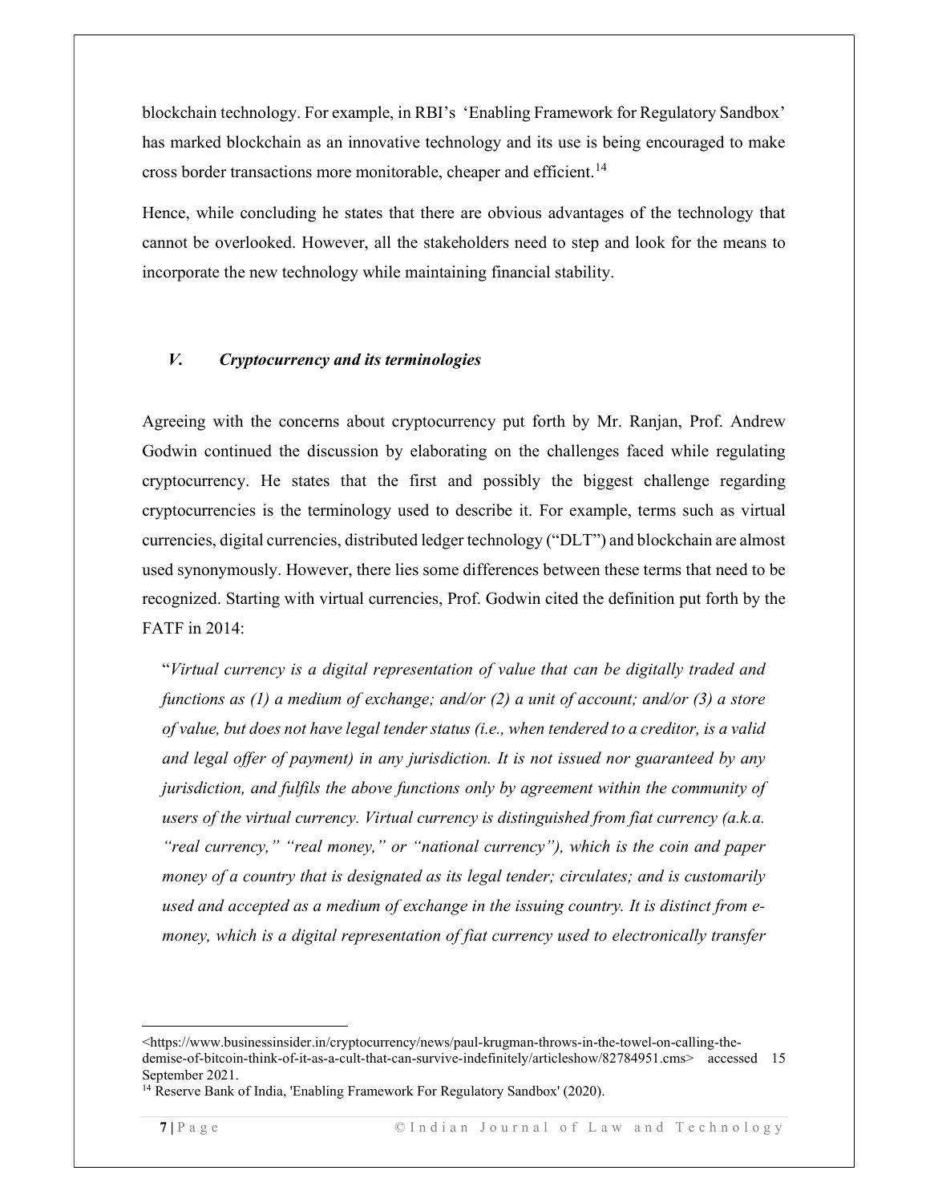blockchain technology. For example, in RBI's 'Enabling Framework for Regulatory Sandbox' has marked blockchain as an innovative technology and its use is being encouraged to make cross border transactions more monitorable, cheaper and efficient.[14]

Hence, while concluding he states that there are obvious advantages of the technology that cannot be overlooked. However, all the stakeholders need to step and look for the means to incorporate the new technology while maintaining financial stability.

## *V. Cryptocurrency and its terminologies*

Agreeing with the concerns about cryptocurrency put forth by Mr. Ranjan, Prof. Andrew Godwin continued the discussion by elaborating on the challenges faced while regulating cryptocurrency. He states that the first and possibly the biggest challenge regarding cryptocurrencies is the terminology used to describe it. For example, terms such as virtual currencies, digital currencies, distributed ledger technology ("DLT") and blockchain are almost used synonymously. However, there lies some differences between these terms that need to be recognized. Starting with virtual currencies, Prof. Godwin cited the definition put forth by the FATF in 2014:

> "*Virtual currency is a digital representation of value that can be digitally traded and functions as (1) a medium of exchange; and/or (2) a unit of account; and/or (3) a store of value, but does not have legal tender status (i.e., when tendered to a creditor, is a valid and legal offer of payment) in any jurisdiction. It is not issued nor guaranteed by any jurisdiction, and fulfils the above functions only by agreement within the community of users of the virtual currency. Virtual currency is distinguished from fiat currency (a.k.a. "real currency," "real money," or "national currency"), which is the coin and paper money of a country that is designated as its legal tender; circulates; and is customarily used and accepted as a medium of exchange in the issuing country. It is distinct from e-money, which is a digital representation of fiat currency used to electronically transfer*

---

<https://www.businessinsider.in/cryptocurrency/news/paul-krugman-throws-in-the-towel-on-calling-the-demise-of-bitcoin-think-of-it-as-a-cult-that-can-survive-indefinitely/articleshow/82784951.cms> accessed 15 September 2021.

[14] Reserve Bank of India, 'Enabling Framework For Regulatory Sandbox' (2020).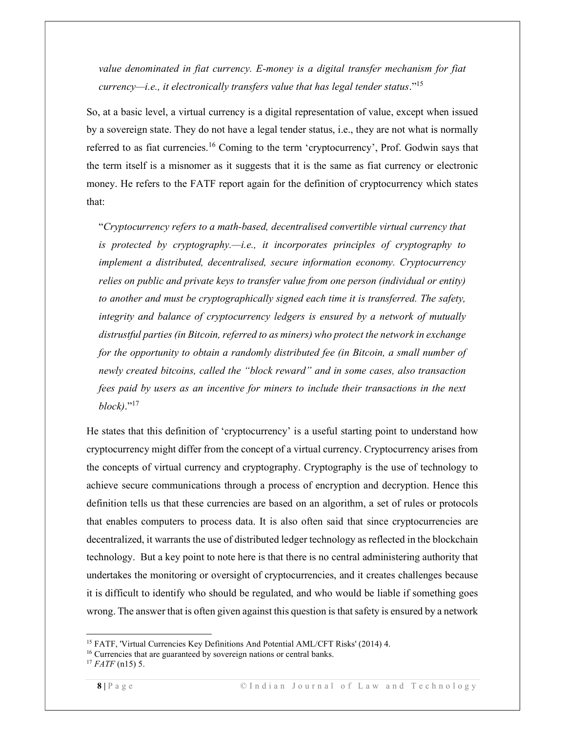*value denominated in fiat currency. E-money is a digital transfer mechanism for fiat currency—i.e., it electronically transfers value that has legal tender status*."[15]

So, at a basic level, a virtual currency is a digital representation of value, except when issued by a sovereign state. They do not have a legal tender status, i.e., they are not what is normally referred to as fiat currencies.[16] Coming to the term 'cryptocurrency', Prof. Godwin says that the term itself is a misnomer as it suggests that it is the same as fiat currency or electronic money. He refers to the FATF report again for the definition of cryptocurrency which states that:

"*Cryptocurrency refers to a math-based, decentralised convertible virtual currency that is protected by cryptography.—i.e., it incorporates principles of cryptography to implement a distributed, decentralised, secure information economy. Cryptocurrency relies on public and private keys to transfer value from one person (individual or entity) to another and must be cryptographically signed each time it is transferred. The safety, integrity and balance of cryptocurrency ledgers is ensured by a network of mutually distrustful parties (in Bitcoin, referred to as miners) who protect the network in exchange for the opportunity to obtain a randomly distributed fee (in Bitcoin, a small number of newly created bitcoins, called the "block reward" and in some cases, also transaction fees paid by users as an incentive for miners to include their transactions in the next block)*."[17]

He states that this definition of 'cryptocurrency' is a useful starting point to understand how cryptocurrency might differ from the concept of a virtual currency. Cryptocurrency arises from the concepts of virtual currency and cryptography. Cryptography is the use of technology to achieve secure communications through a process of encryption and decryption. Hence this definition tells us that these currencies are based on an algorithm, a set of rules or protocols that enables computers to process data. It is also often said that since cryptocurrencies are decentralized, it warrants the use of distributed ledger technology as reflected in the blockchain technology. But a key point to note here is that there is no central administering authority that undertakes the monitoring or oversight of cryptocurrencies, and it creates challenges because it is difficult to identify who should be regulated, and who would be liable if something goes wrong. The answer that is often given against this question is that safety is ensured by a network

---

[15] FATF, 'Virtual Currencies Key Definitions And Potential AML/CFT Risks' (2014) 4.

[16] Currencies that are guaranteed by sovereign nations or central banks.

[17] *FATF* (n15) 5.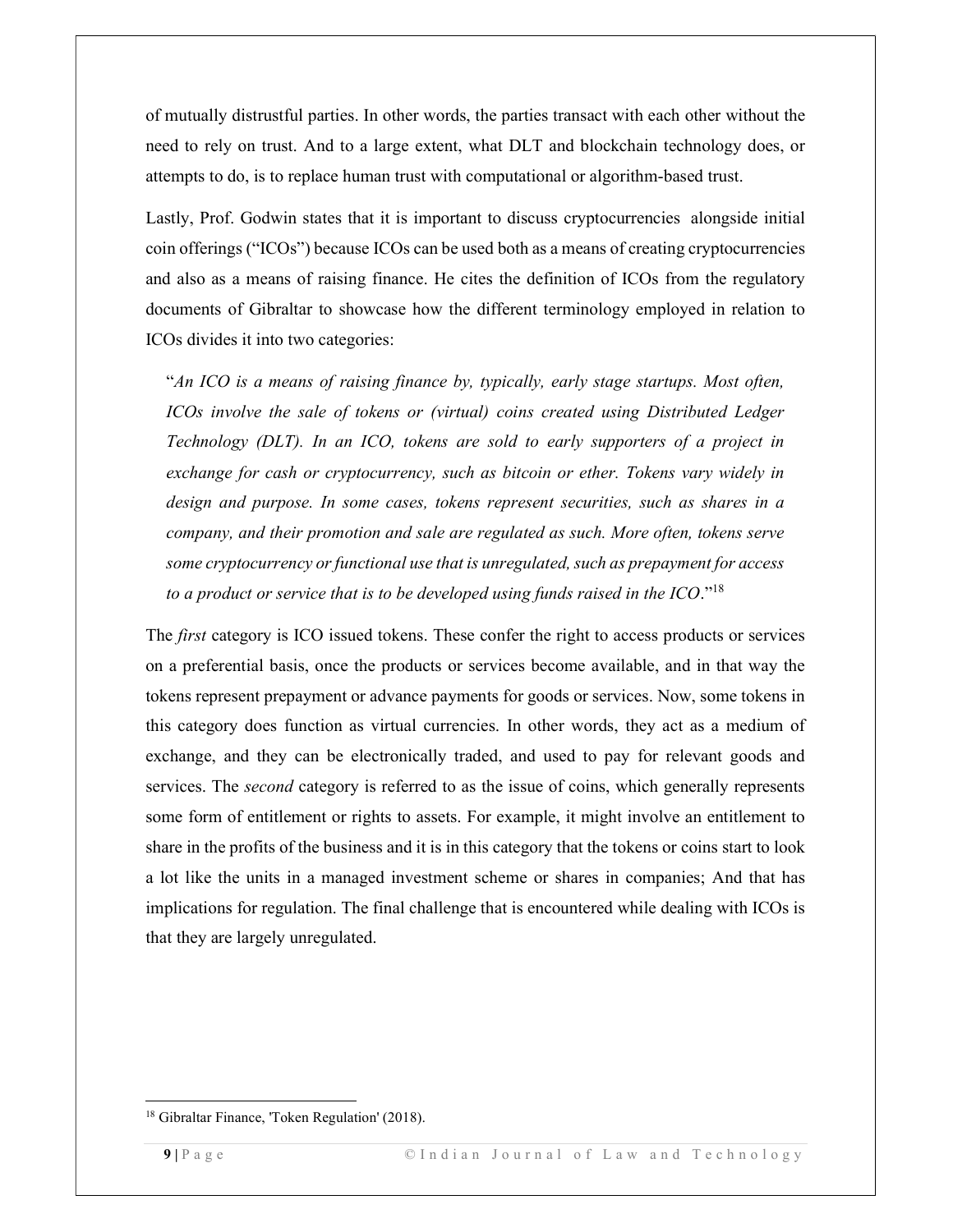of mutually distrustful parties. In other words, the parties transact with each other without the need to rely on trust. And to a large extent, what DLT and blockchain technology does, or attempts to do, is to replace human trust with computational or algorithm-based trust.

Lastly, Prof. Godwin states that it is important to discuss cryptocurrencies alongside initial coin offerings ("ICOs") because ICOs can be used both as a means of creating cryptocurrencies and also as a means of raising finance. He cites the definition of ICOs from the regulatory documents of Gibraltar to showcase how the different terminology employed in relation to ICOs divides it into two categories:

> "*An ICO is a means of raising finance by, typically, early stage startups. Most often, ICOs involve the sale of tokens or (virtual) coins created using Distributed Ledger Technology (DLT). In an ICO, tokens are sold to early supporters of a project in exchange for cash or cryptocurrency, such as bitcoin or ether. Tokens vary widely in design and purpose. In some cases, tokens represent securities, such as shares in a company, and their promotion and sale are regulated as such. More often, tokens serve some cryptocurrency or functional use that is unregulated, such as prepayment for access to a product or service that is to be developed using funds raised in the ICO*."[18]

The *first* category is ICO issued tokens. These confer the right to access products or services on a preferential basis, once the products or services become available, and in that way the tokens represent prepayment or advance payments for goods or services. Now, some tokens in this category does function as virtual currencies. In other words, they act as a medium of exchange, and they can be electronically traded, and used to pay for relevant goods and services. The *second* category is referred to as the issue of coins, which generally represents some form of entitlement or rights to assets. For example, it might involve an entitlement to share in the profits of the business and it is in this category that the tokens or coins start to look a lot like the units in a managed investment scheme or shares in companies; And that has implications for regulation. The final challenge that is encountered while dealing with ICOs is that they are largely unregulated.

---

[18] Gibraltar Finance, 'Token Regulation' (2018).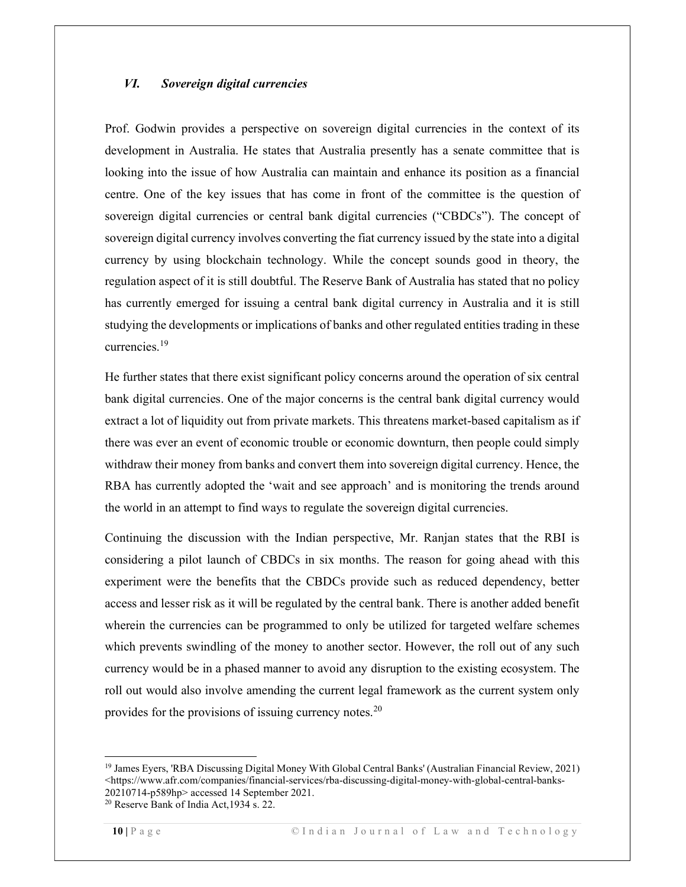### *VI. Sovereign digital currencies*

Prof. Godwin provides a perspective on sovereign digital currencies in the context of its development in Australia. He states that Australia presently has a senate committee that is looking into the issue of how Australia can maintain and enhance its position as a financial centre. One of the key issues that has come in front of the committee is the question of sovereign digital currencies or central bank digital currencies ("CBDCs"). The concept of sovereign digital currency involves converting the fiat currency issued by the state into a digital currency by using blockchain technology. While the concept sounds good in theory, the regulation aspect of it is still doubtful. The Reserve Bank of Australia has stated that no policy has currently emerged for issuing a central bank digital currency in Australia and it is still studying the developments or implications of banks and other regulated entities trading in these currencies.[19]

He further states that there exist significant policy concerns around the operation of six central bank digital currencies. One of the major concerns is the central bank digital currency would extract a lot of liquidity out from private markets. This threatens market-based capitalism as if there was ever an event of economic trouble or economic downturn, then people could simply withdraw their money from banks and convert them into sovereign digital currency. Hence, the RBA has currently adopted the 'wait and see approach' and is monitoring the trends around the world in an attempt to find ways to regulate the sovereign digital currencies.

Continuing the discussion with the Indian perspective, Mr. Ranjan states that the RBI is considering a pilot launch of CBDCs in six months. The reason for going ahead with this experiment were the benefits that the CBDCs provide such as reduced dependency, better access and lesser risk as it will be regulated by the central bank. There is another added benefit wherein the currencies can be programmed to only be utilized for targeted welfare schemes which prevents swindling of the money to another sector. However, the roll out of any such currency would be in a phased manner to avoid any disruption to the existing ecosystem. The roll out would also involve amending the current legal framework as the current system only provides for the provisions of issuing currency notes.[20]

---

[19] James Eyers, 'RBA Discussing Digital Money With Global Central Banks' (Australian Financial Review, 2021) <https://www.afr.com/companies/financial-services/rba-discussing-digital-money-with-global-central-banks-20210714-p589hp> accessed 14 September 2021.

[20] Reserve Bank of India Act,1934 s. 22.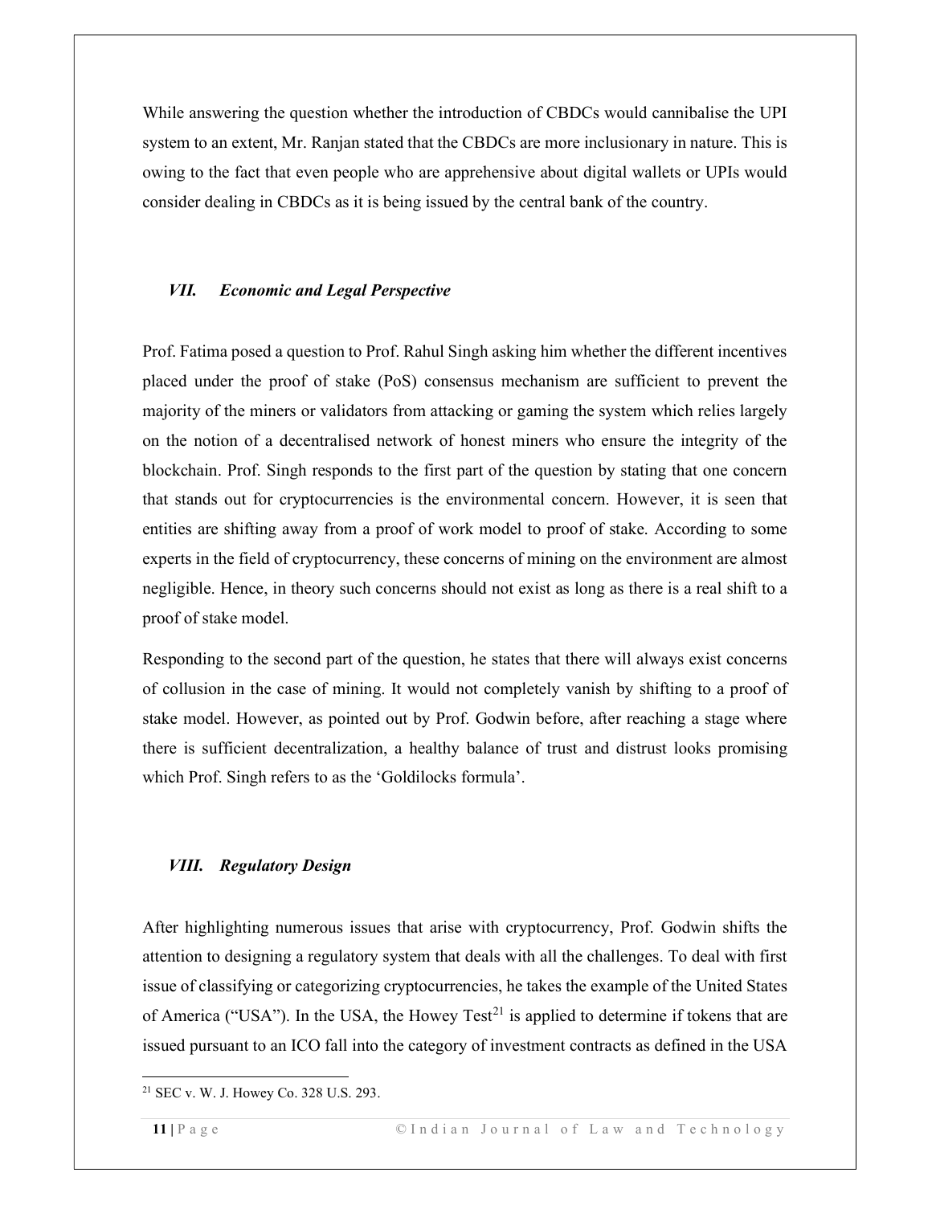While answering the question whether the introduction of CBDCs would cannibalise the UPI system to an extent, Mr. Ranjan stated that the CBDCs are more inclusionary in nature. This is owing to the fact that even people who are apprehensive about digital wallets or UPIs would consider dealing in CBDCs as it is being issued by the central bank of the country.

### *VII. Economic and Legal Perspective*

Prof. Fatima posed a question to Prof. Rahul Singh asking him whether the different incentives placed under the proof of stake (PoS) consensus mechanism are sufficient to prevent the majority of the miners or validators from attacking or gaming the system which relies largely on the notion of a decentralised network of honest miners who ensure the integrity of the blockchain. Prof. Singh responds to the first part of the question by stating that one concern that stands out for cryptocurrencies is the environmental concern. However, it is seen that entities are shifting away from a proof of work model to proof of stake. According to some experts in the field of cryptocurrency, these concerns of mining on the environment are almost negligible. Hence, in theory such concerns should not exist as long as there is a real shift to a proof of stake model.

Responding to the second part of the question, he states that there will always exist concerns of collusion in the case of mining. It would not completely vanish by shifting to a proof of stake model. However, as pointed out by Prof. Godwin before, after reaching a stage where there is sufficient decentralization, a healthy balance of trust and distrust looks promising which Prof. Singh refers to as the 'Goldilocks formula'.

### *VIII. Regulatory Design*

After highlighting numerous issues that arise with cryptocurrency, Prof. Godwin shifts the attention to designing a regulatory system that deals with all the challenges. To deal with first issue of classifying or categorizing cryptocurrencies, he takes the example of the United States of America ("USA"). In the USA, the Howey Test[21] is applied to determine if tokens that are issued pursuant to an ICO fall into the category of investment contracts as defined in the USA

---

[21] SEC v. W. J. Howey Co. 328 U.S. 293.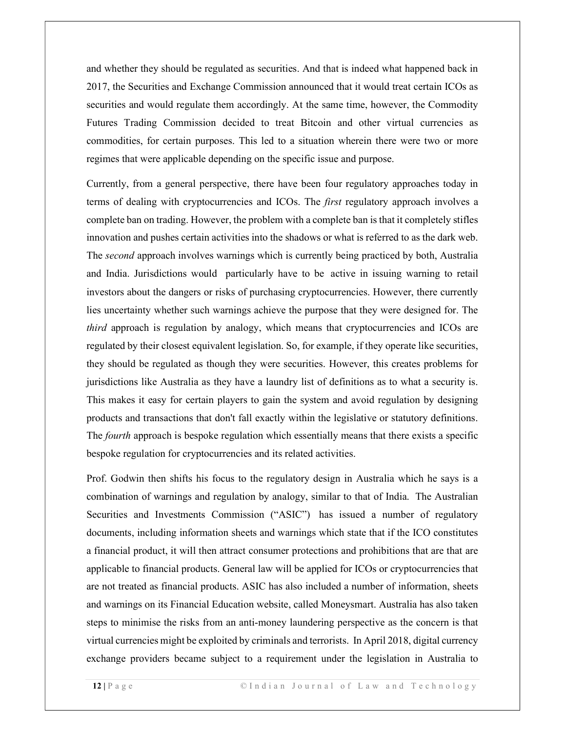and whether they should be regulated as securities. And that is indeed what happened back in 2017, the Securities and Exchange Commission announced that it would treat certain ICOs as securities and would regulate them accordingly. At the same time, however, the Commodity Futures Trading Commission decided to treat Bitcoin and other virtual currencies as commodities, for certain purposes. This led to a situation wherein there were two or more regimes that were applicable depending on the specific issue and purpose.

Currently, from a general perspective, there have been four regulatory approaches today in terms of dealing with cryptocurrencies and ICOs. The *first* regulatory approach involves a complete ban on trading. However, the problem with a complete ban is that it completely stifles innovation and pushes certain activities into the shadows or what is referred to as the dark web. The *second* approach involves warnings which is currently being practiced by both, Australia and India. Jurisdictions would particularly have to be active in issuing warning to retail investors about the dangers or risks of purchasing cryptocurrencies. However, there currently lies uncertainty whether such warnings achieve the purpose that they were designed for. The *third* approach is regulation by analogy, which means that cryptocurrencies and ICOs are regulated by their closest equivalent legislation. So, for example, if they operate like securities, they should be regulated as though they were securities. However, this creates problems for jurisdictions like Australia as they have a laundry list of definitions as to what a security is. This makes it easy for certain players to gain the system and avoid regulation by designing products and transactions that don't fall exactly within the legislative or statutory definitions. The *fourth* approach is bespoke regulation which essentially means that there exists a specific bespoke regulation for cryptocurrencies and its related activities.

Prof. Godwin then shifts his focus to the regulatory design in Australia which he says is a combination of warnings and regulation by analogy, similar to that of India. The Australian Securities and Investments Commission ("ASIC") has issued a number of regulatory documents, including information sheets and warnings which state that if the ICO constitutes a financial product, it will then attract consumer protections and prohibitions that are that are applicable to financial products. General law will be applied for ICOs or cryptocurrencies that are not treated as financial products. ASIC has also included a number of information, sheets and warnings on its Financial Education website, called Moneysmart. Australia has also taken steps to minimise the risks from an anti-money laundering perspective as the concern is that virtual currencies might be exploited by criminals and terrorists. In April 2018, digital currency exchange providers became subject to a requirement under the legislation in Australia to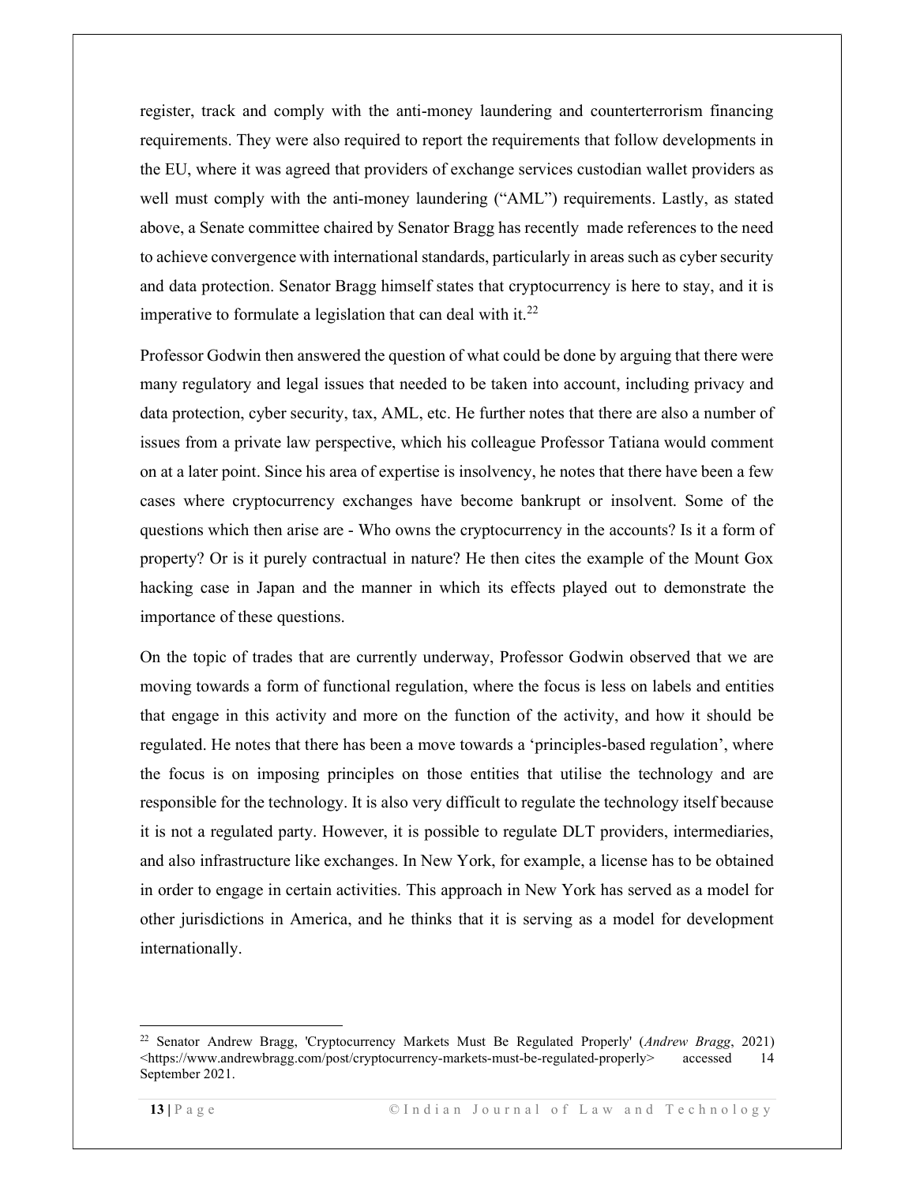register, track and comply with the anti-money laundering and counterterrorism financing requirements. They were also required to report the requirements that follow developments in the EU, where it was agreed that providers of exchange services custodian wallet providers as well must comply with the anti-money laundering ("AML") requirements. Lastly, as stated above, a Senate committee chaired by Senator Bragg has recently made references to the need to achieve convergence with international standards, particularly in areas such as cyber security and data protection. Senator Bragg himself states that cryptocurrency is here to stay, and it is imperative to formulate a legislation that can deal with it.[22]

Professor Godwin then answered the question of what could be done by arguing that there were many regulatory and legal issues that needed to be taken into account, including privacy and data protection, cyber security, tax, AML, etc. He further notes that there are also a number of issues from a private law perspective, which his colleague Professor Tatiana would comment on at a later point. Since his area of expertise is insolvency, he notes that there have been a few cases where cryptocurrency exchanges have become bankrupt or insolvent. Some of the questions which then arise are - Who owns the cryptocurrency in the accounts? Is it a form of property? Or is it purely contractual in nature? He then cites the example of the Mount Gox hacking case in Japan and the manner in which its effects played out to demonstrate the importance of these questions.

On the topic of trades that are currently underway, Professor Godwin observed that we are moving towards a form of functional regulation, where the focus is less on labels and entities that engage in this activity and more on the function of the activity, and how it should be regulated. He notes that there has been a move towards a 'principles-based regulation', where the focus is on imposing principles on those entities that utilise the technology and are responsible for the technology. It is also very difficult to regulate the technology itself because it is not a regulated party. However, it is possible to regulate DLT providers, intermediaries, and also infrastructure like exchanges. In New York, for example, a license has to be obtained in order to engage in certain activities. This approach in New York has served as a model for other jurisdictions in America, and he thinks that it is serving as a model for development internationally.

---

[22] Senator Andrew Bragg, 'Cryptocurrency Markets Must Be Regulated Properly' (*Andrew Bragg*, 2021) <https://www.andrewbragg.com/post/cryptocurrency-markets-must-be-regulated-properly> accessed 14 September 2021.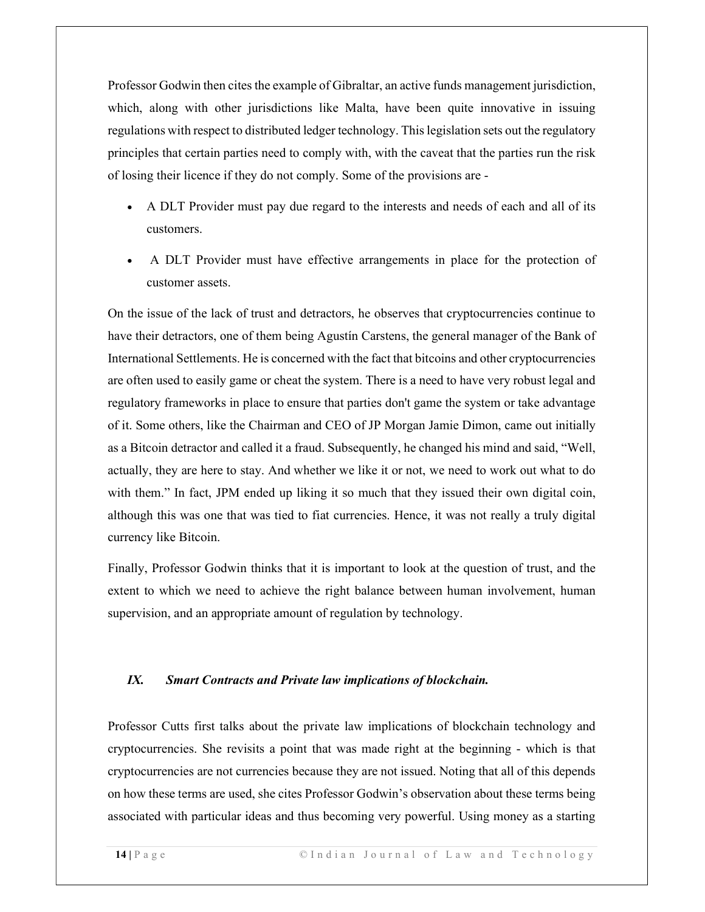Professor Godwin then cites the example of Gibraltar, an active funds management jurisdiction, which, along with other jurisdictions like Malta, have been quite innovative in issuing regulations with respect to distributed ledger technology. This legislation sets out the regulatory principles that certain parties need to comply with, with the caveat that the parties run the risk of losing their licence if they do not comply. Some of the provisions are -

- A DLT Provider must pay due regard to the interests and needs of each and all of its customers.
- A DLT Provider must have effective arrangements in place for the protection of customer assets.

On the issue of the lack of trust and detractors, he observes that cryptocurrencies continue to have their detractors, one of them being Agustín Carstens, the general manager of the Bank of International Settlements. He is concerned with the fact that bitcoins and other cryptocurrencies are often used to easily game or cheat the system. There is a need to have very robust legal and regulatory frameworks in place to ensure that parties don't game the system or take advantage of it. Some others, like the Chairman and CEO of JP Morgan Jamie Dimon, came out initially as a Bitcoin detractor and called it a fraud. Subsequently, he changed his mind and said, "Well, actually, they are here to stay. And whether we like it or not, we need to work out what to do with them." In fact, JPM ended up liking it so much that they issued their own digital coin, although this was one that was tied to fiat currencies. Hence, it was not really a truly digital currency like Bitcoin.

Finally, Professor Godwin thinks that it is important to look at the question of trust, and the extent to which we need to achieve the right balance between human involvement, human supervision, and an appropriate amount of regulation by technology.

## *IX. Smart Contracts and Private law implications of blockchain.*

Professor Cutts first talks about the private law implications of blockchain technology and cryptocurrencies. She revisits a point that was made right at the beginning - which is that cryptocurrencies are not currencies because they are not issued. Noting that all of this depends on how these terms are used, she cites Professor Godwin's observation about these terms being associated with particular ideas and thus becoming very powerful. Using money as a starting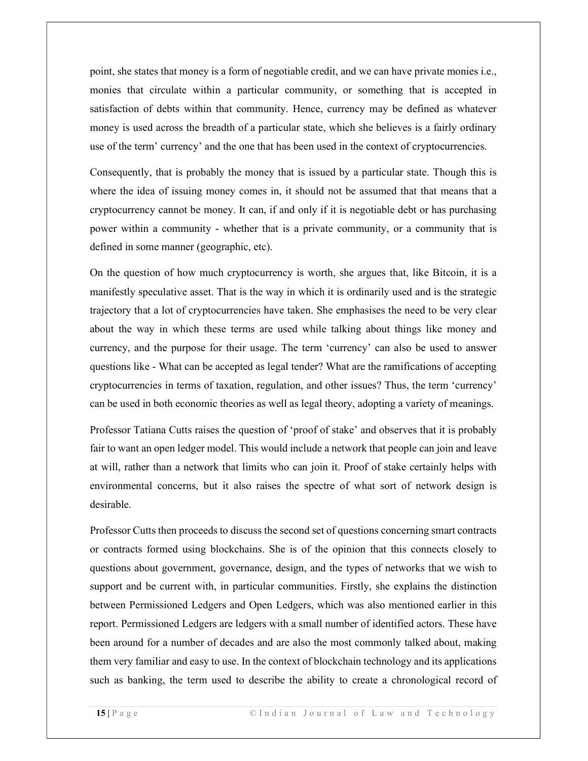point, she states that money is a form of negotiable credit, and we can have private monies i.e., monies that circulate within a particular community, or something that is accepted in satisfaction of debts within that community. Hence, currency may be defined as whatever money is used across the breadth of a particular state, which she believes is a fairly ordinary use of the term' currency' and the one that has been used in the context of cryptocurrencies.

Consequently, that is probably the money that is issued by a particular state. Though this is where the idea of issuing money comes in, it should not be assumed that that means that a cryptocurrency cannot be money. It can, if and only if it is negotiable debt or has purchasing power within a community - whether that is a private community, or a community that is defined in some manner (geographic, etc).

On the question of how much cryptocurrency is worth, she argues that, like Bitcoin, it is a manifestly speculative asset. That is the way in which it is ordinarily used and is the strategic trajectory that a lot of cryptocurrencies have taken. She emphasises the need to be very clear about the way in which these terms are used while talking about things like money and currency, and the purpose for their usage. The term 'currency' can also be used to answer questions like - What can be accepted as legal tender? What are the ramifications of accepting cryptocurrencies in terms of taxation, regulation, and other issues? Thus, the term 'currency' can be used in both economic theories as well as legal theory, adopting a variety of meanings.

Professor Tatiana Cutts raises the question of 'proof of stake' and observes that it is probably fair to want an open ledger model. This would include a network that people can join and leave at will, rather than a network that limits who can join it. Proof of stake certainly helps with environmental concerns, but it also raises the spectre of what sort of network design is desirable.

Professor Cutts then proceeds to discuss the second set of questions concerning smart contracts or contracts formed using blockchains. She is of the opinion that this connects closely to questions about government, governance, design, and the types of networks that we wish to support and be current with, in particular communities. Firstly, she explains the distinction between Permissioned Ledgers and Open Ledgers, which was also mentioned earlier in this report. Permissioned Ledgers are ledgers with a small number of identified actors. These have been around for a number of decades and are also the most commonly talked about, making them very familiar and easy to use. In the context of blockchain technology and its applications such as banking, the term used to describe the ability to create a chronological record of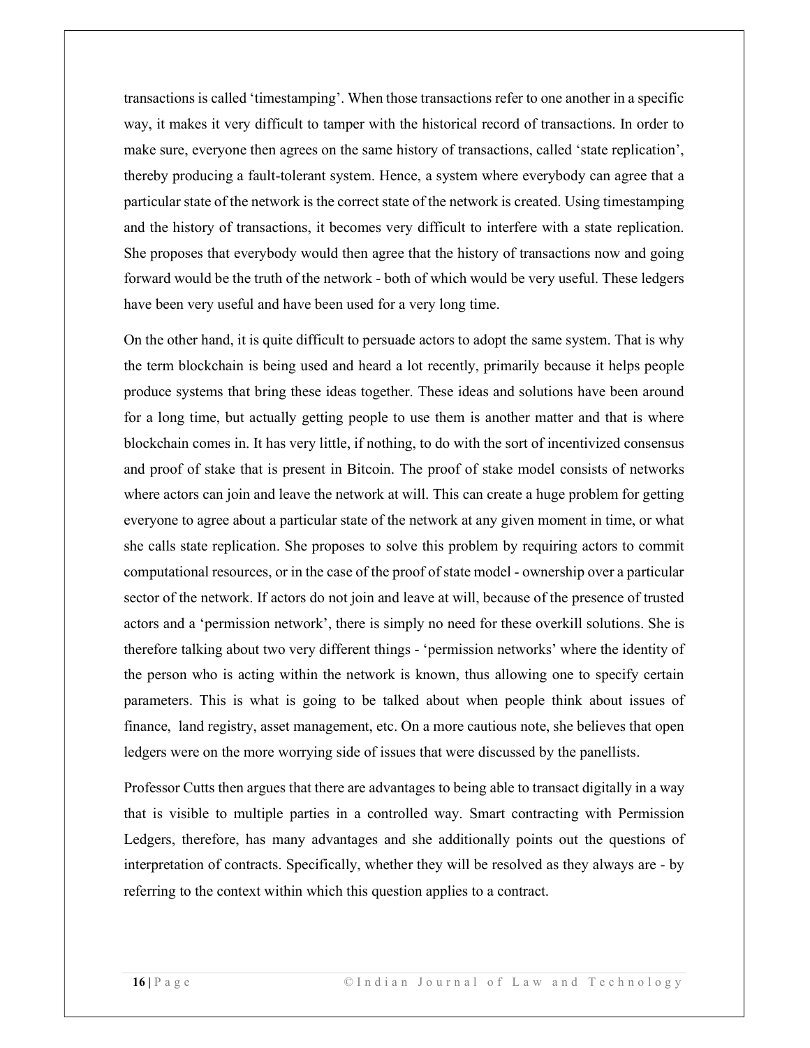transactions is called 'timestamping'. When those transactions refer to one another in a specific way, it makes it very difficult to tamper with the historical record of transactions. In order to make sure, everyone then agrees on the same history of transactions, called 'state replication', thereby producing a fault-tolerant system. Hence, a system where everybody can agree that a particular state of the network is the correct state of the network is created. Using timestamping and the history of transactions, it becomes very difficult to interfere with a state replication. She proposes that everybody would then agree that the history of transactions now and going forward would be the truth of the network - both of which would be very useful. These ledgers have been very useful and have been used for a very long time.

On the other hand, it is quite difficult to persuade actors to adopt the same system. That is why the term blockchain is being used and heard a lot recently, primarily because it helps people produce systems that bring these ideas together. These ideas and solutions have been around for a long time, but actually getting people to use them is another matter and that is where blockchain comes in. It has very little, if nothing, to do with the sort of incentivized consensus and proof of stake that is present in Bitcoin. The proof of stake model consists of networks where actors can join and leave the network at will. This can create a huge problem for getting everyone to agree about a particular state of the network at any given moment in time, or what she calls state replication. She proposes to solve this problem by requiring actors to commit computational resources, or in the case of the proof of state model - ownership over a particular sector of the network. If actors do not join and leave at will, because of the presence of trusted actors and a 'permission network', there is simply no need for these overkill solutions. She is therefore talking about two very different things - 'permission networks' where the identity of the person who is acting within the network is known, thus allowing one to specify certain parameters. This is what is going to be talked about when people think about issues of finance, land registry, asset management, etc. On a more cautious note, she believes that open ledgers were on the more worrying side of issues that were discussed by the panellists.

Professor Cutts then argues that there are advantages to being able to transact digitally in a way that is visible to multiple parties in a controlled way. Smart contracting with Permission Ledgers, therefore, has many advantages and she additionally points out the questions of interpretation of contracts. Specifically, whether they will be resolved as they always are - by referring to the context within which this question applies to a contract.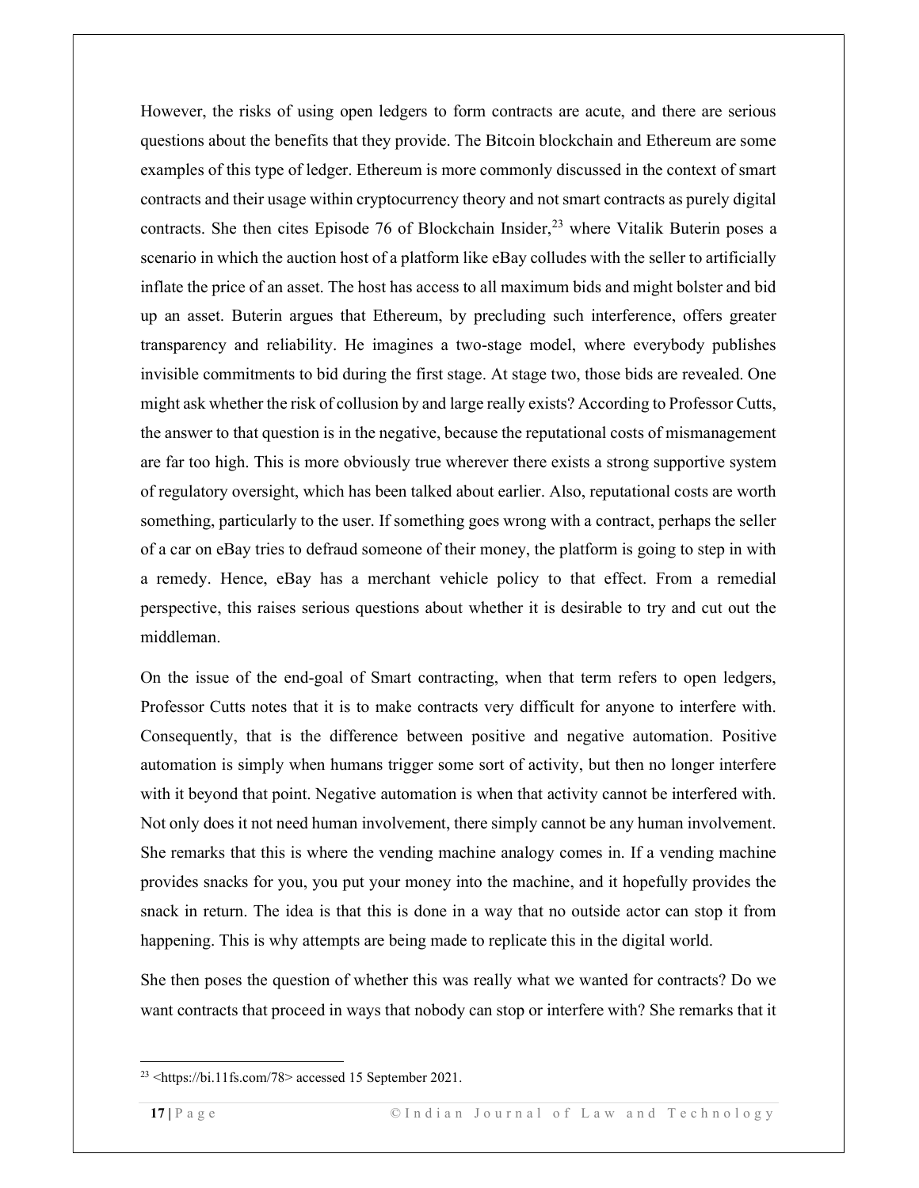However, the risks of using open ledgers to form contracts are acute, and there are serious questions about the benefits that they provide. The Bitcoin blockchain and Ethereum are some examples of this type of ledger. Ethereum is more commonly discussed in the context of smart contracts and their usage within cryptocurrency theory and not smart contracts as purely digital contracts. She then cites Episode 76 of Blockchain Insider,[23] where Vitalik Buterin poses a scenario in which the auction host of a platform like eBay colludes with the seller to artificially inflate the price of an asset. The host has access to all maximum bids and might bolster and bid up an asset. Buterin argues that Ethereum, by precluding such interference, offers greater transparency and reliability. He imagines a two-stage model, where everybody publishes invisible commitments to bid during the first stage. At stage two, those bids are revealed. One might ask whether the risk of collusion by and large really exists? According to Professor Cutts, the answer to that question is in the negative, because the reputational costs of mismanagement are far too high. This is more obviously true wherever there exists a strong supportive system of regulatory oversight, which has been talked about earlier. Also, reputational costs are worth something, particularly to the user. If something goes wrong with a contract, perhaps the seller of a car on eBay tries to defraud someone of their money, the platform is going to step in with a remedy. Hence, eBay has a merchant vehicle policy to that effect. From a remedial perspective, this raises serious questions about whether it is desirable to try and cut out the middleman.

On the issue of the end-goal of Smart contracting, when that term refers to open ledgers, Professor Cutts notes that it is to make contracts very difficult for anyone to interfere with. Consequently, that is the difference between positive and negative automation. Positive automation is simply when humans trigger some sort of activity, but then no longer interfere with it beyond that point. Negative automation is when that activity cannot be interfered with. Not only does it not need human involvement, there simply cannot be any human involvement. She remarks that this is where the vending machine analogy comes in. If a vending machine provides snacks for you, you put your money into the machine, and it hopefully provides the snack in return. The idea is that this is done in a way that no outside actor can stop it from happening. This is why attempts are being made to replicate this in the digital world.

She then poses the question of whether this was really what we wanted for contracts? Do we want contracts that proceed in ways that nobody can stop or interfere with? She remarks that it

---

[23] <https://bi.11fs.com/78> accessed 15 September 2021.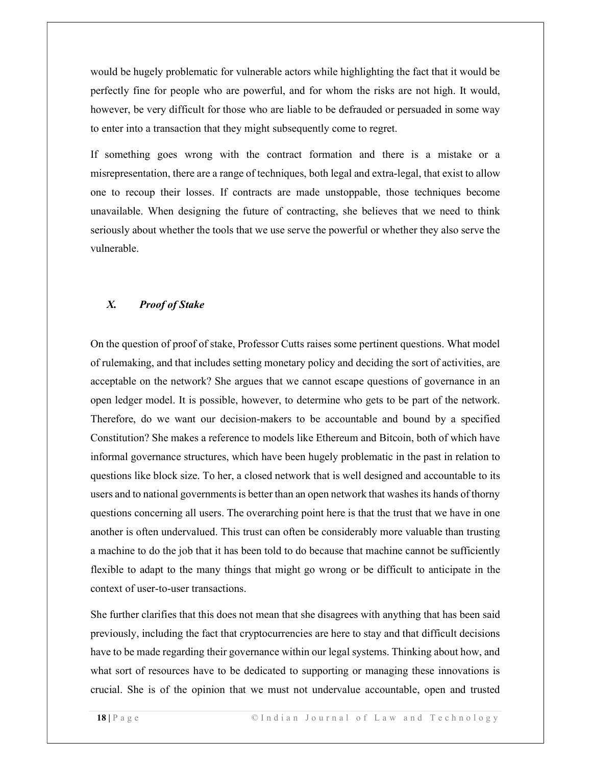would be hugely problematic for vulnerable actors while highlighting the fact that it would be perfectly fine for people who are powerful, and for whom the risks are not high. It would, however, be very difficult for those who are liable to be defrauded or persuaded in some way to enter into a transaction that they might subsequently come to regret.

If something goes wrong with the contract formation and there is a mistake or a misrepresentation, there are a range of techniques, both legal and extra-legal, that exist to allow one to recoup their losses. If contracts are made unstoppable, those techniques become unavailable. When designing the future of contracting, she believes that we need to think seriously about whether the tools that we use serve the powerful or whether they also serve the vulnerable.

### *X. Proof of Stake*

On the question of proof of stake, Professor Cutts raises some pertinent questions. What model of rulemaking, and that includes setting monetary policy and deciding the sort of activities, are acceptable on the network? She argues that we cannot escape questions of governance in an open ledger model. It is possible, however, to determine who gets to be part of the network. Therefore, do we want our decision-makers to be accountable and bound by a specified Constitution? She makes a reference to models like Ethereum and Bitcoin, both of which have informal governance structures, which have been hugely problematic in the past in relation to questions like block size. To her, a closed network that is well designed and accountable to its users and to national governments is better than an open network that washes its hands of thorny questions concerning all users. The overarching point here is that the trust that we have in one another is often undervalued. This trust can often be considerably more valuable than trusting a machine to do the job that it has been told to do because that machine cannot be sufficiently flexible to adapt to the many things that might go wrong or be difficult to anticipate in the context of user-to-user transactions.

She further clarifies that this does not mean that she disagrees with anything that has been said previously, including the fact that cryptocurrencies are here to stay and that difficult decisions have to be made regarding their governance within our legal systems. Thinking about how, and what sort of resources have to be dedicated to supporting or managing these innovations is crucial. She is of the opinion that we must not undervalue accountable, open and trusted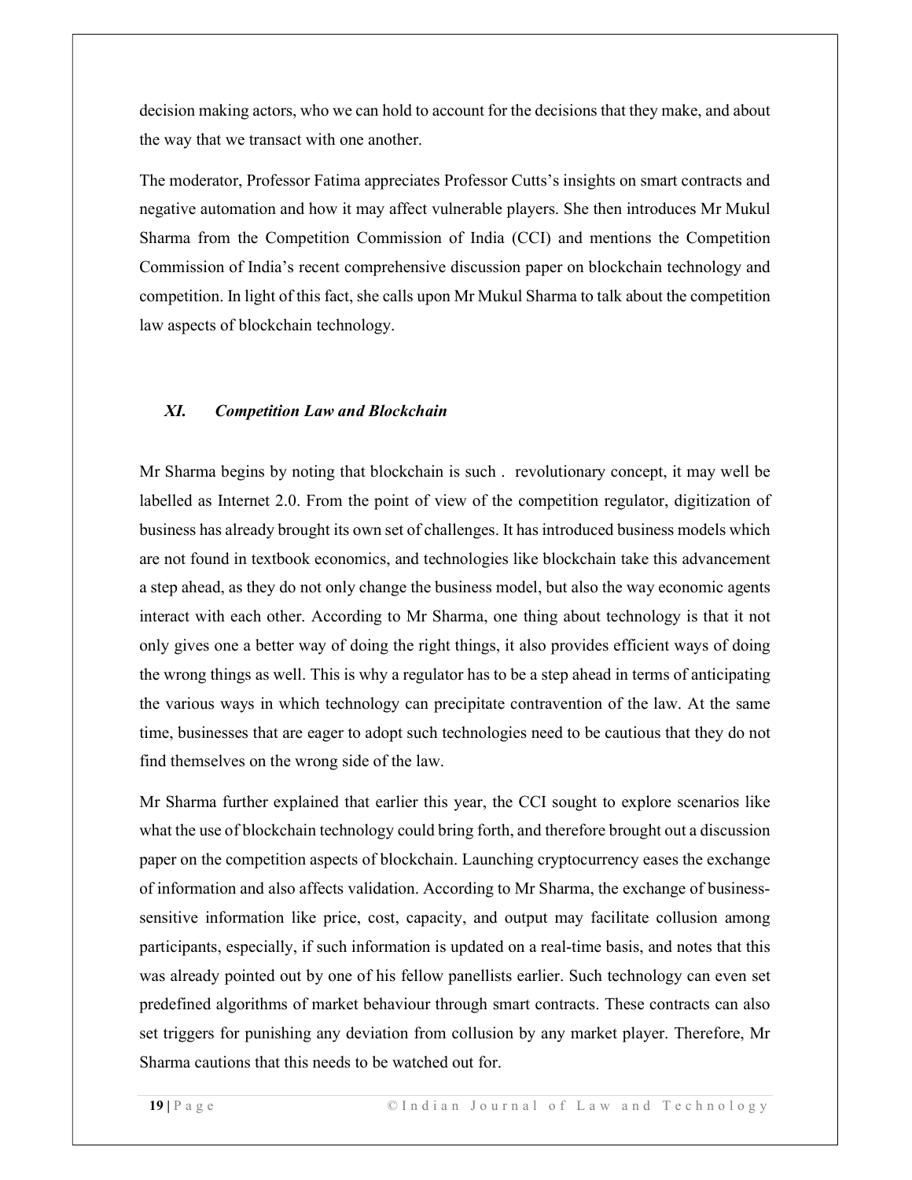decision making actors, who we can hold to account for the decisions that they make, and about the way that we transact with one another.

The moderator, Professor Fatima appreciates Professor Cutts's insights on smart contracts and negative automation and how it may affect vulnerable players. She then introduces Mr Mukul Sharma from the Competition Commission of India (CCI) and mentions the Competition Commission of India's recent comprehensive discussion paper on blockchain technology and competition. In light of this fact, she calls upon Mr Mukul Sharma to talk about the competition law aspects of blockchain technology.

### *XI. Competition Law and Blockchain*

Mr Sharma begins by noting that blockchain is such . revolutionary concept, it may well be labelled as Internet 2.0. From the point of view of the competition regulator, digitization of business has already brought its own set of challenges. It has introduced business models which are not found in textbook economics, and technologies like blockchain take this advancement a step ahead, as they do not only change the business model, but also the way economic agents interact with each other. According to Mr Sharma, one thing about technology is that it not only gives one a better way of doing the right things, it also provides efficient ways of doing the wrong things as well. This is why a regulator has to be a step ahead in terms of anticipating the various ways in which technology can precipitate contravention of the law. At the same time, businesses that are eager to adopt such technologies need to be cautious that they do not find themselves on the wrong side of the law.

Mr Sharma further explained that earlier this year, the CCI sought to explore scenarios like what the use of blockchain technology could bring forth, and therefore brought out a discussion paper on the competition aspects of blockchain. Launching cryptocurrency eases the exchange of information and also affects validation. According to Mr Sharma, the exchange of business-sensitive information like price, cost, capacity, and output may facilitate collusion among participants, especially, if such information is updated on a real-time basis, and notes that this was already pointed out by one of his fellow panellists earlier. Such technology can even set predefined algorithms of market behaviour through smart contracts. These contracts can also set triggers for punishing any deviation from collusion by any market player. Therefore, Mr Sharma cautions that this needs to be watched out for.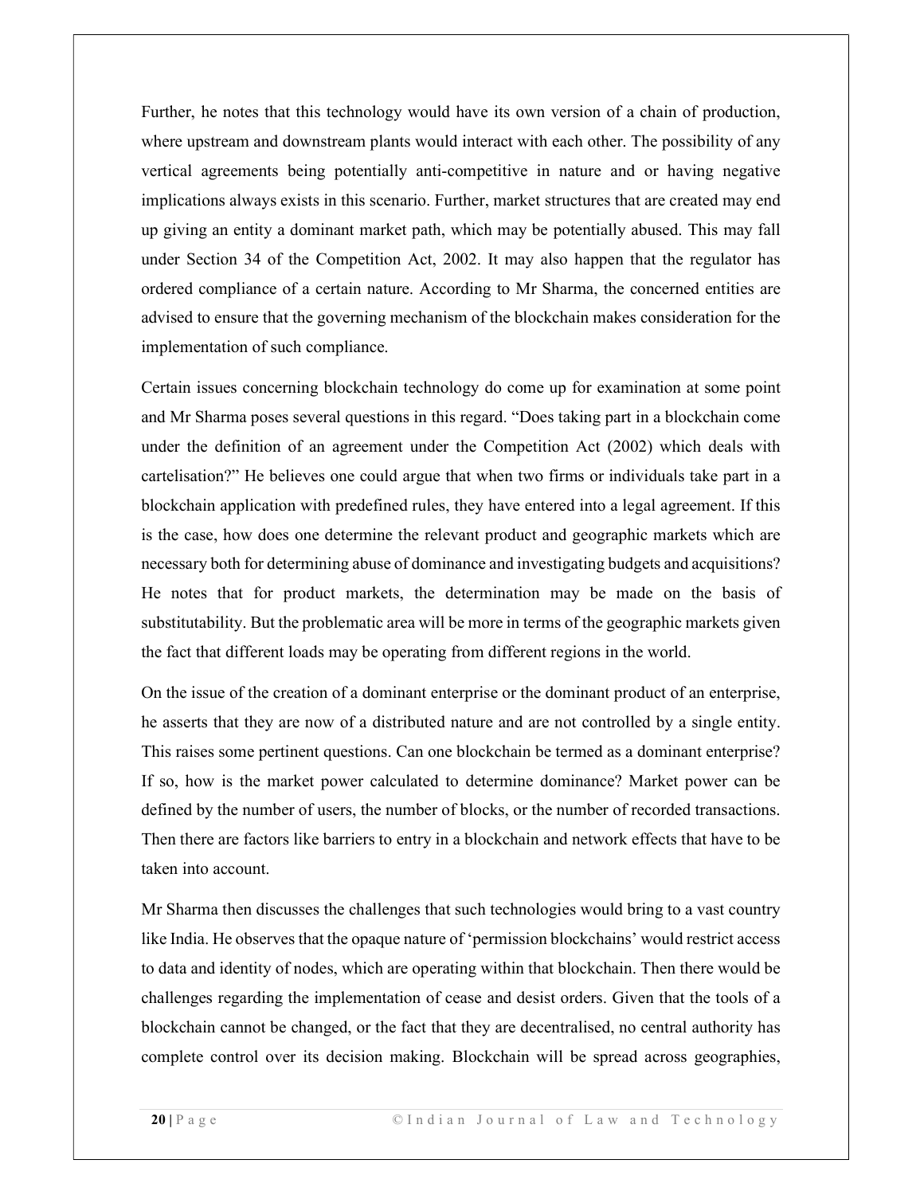Further, he notes that this technology would have its own version of a chain of production, where upstream and downstream plants would interact with each other. The possibility of any vertical agreements being potentially anti-competitive in nature and or having negative implications always exists in this scenario. Further, market structures that are created may end up giving an entity a dominant market path, which may be potentially abused. This may fall under Section 34 of the Competition Act, 2002. It may also happen that the regulator has ordered compliance of a certain nature. According to Mr Sharma, the concerned entities are advised to ensure that the governing mechanism of the blockchain makes consideration for the implementation of such compliance.

Certain issues concerning blockchain technology do come up for examination at some point and Mr Sharma poses several questions in this regard. "Does taking part in a blockchain come under the definition of an agreement under the Competition Act (2002) which deals with cartelisation?" He believes one could argue that when two firms or individuals take part in a blockchain application with predefined rules, they have entered into a legal agreement. If this is the case, how does one determine the relevant product and geographic markets which are necessary both for determining abuse of dominance and investigating budgets and acquisitions? He notes that for product markets, the determination may be made on the basis of substitutability. But the problematic area will be more in terms of the geographic markets given the fact that different loads may be operating from different regions in the world.

On the issue of the creation of a dominant enterprise or the dominant product of an enterprise, he asserts that they are now of a distributed nature and are not controlled by a single entity. This raises some pertinent questions. Can one blockchain be termed as a dominant enterprise? If so, how is the market power calculated to determine dominance? Market power can be defined by the number of users, the number of blocks, or the number of recorded transactions. Then there are factors like barriers to entry in a blockchain and network effects that have to be taken into account.

Mr Sharma then discusses the challenges that such technologies would bring to a vast country like India. He observes that the opaque nature of 'permission blockchains' would restrict access to data and identity of nodes, which are operating within that blockchain. Then there would be challenges regarding the implementation of cease and desist orders. Given that the tools of a blockchain cannot be changed, or the fact that they are decentralised, no central authority has complete control over its decision making. Blockchain will be spread across geographies,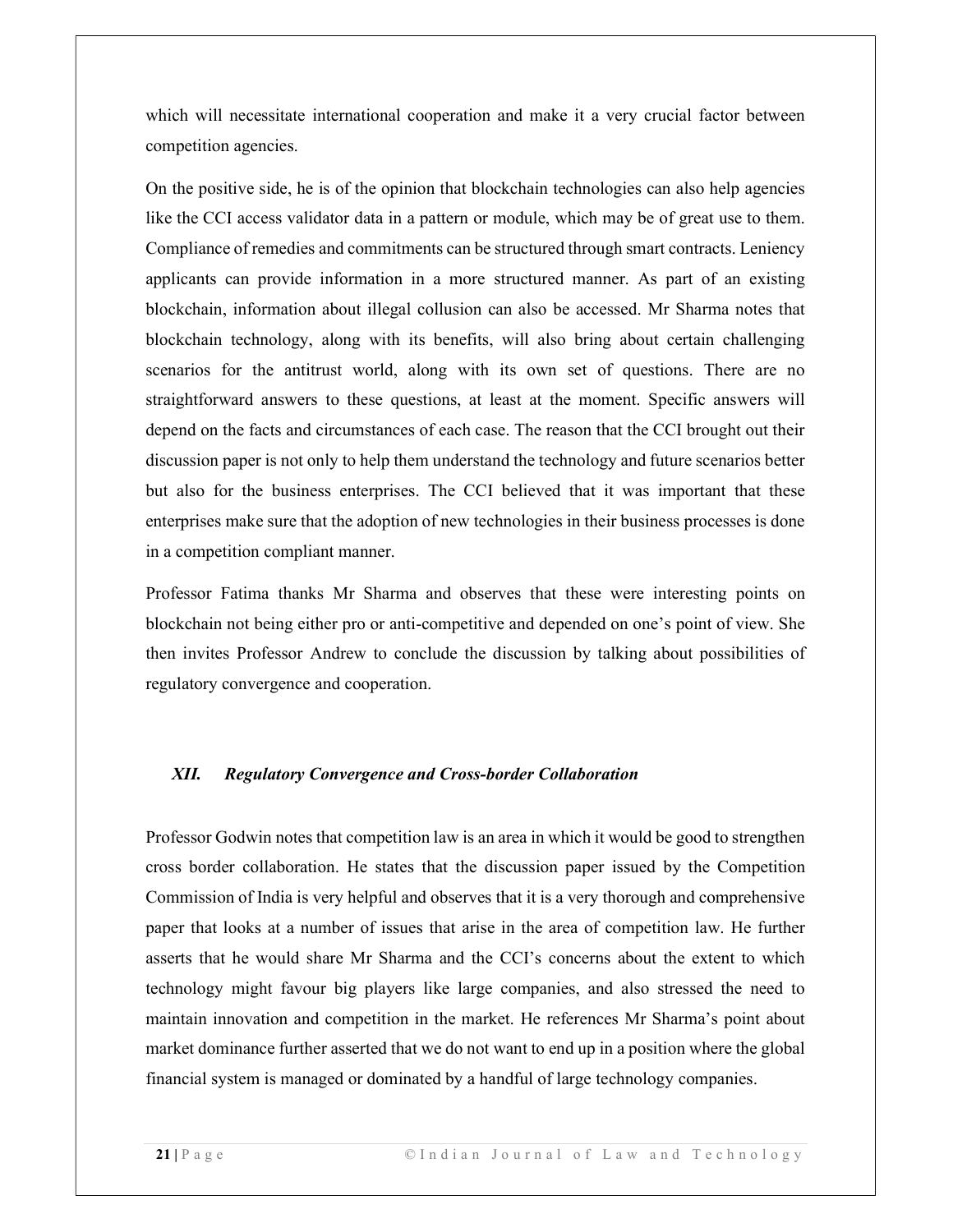which will necessitate international cooperation and make it a very crucial factor between competition agencies.

On the positive side, he is of the opinion that blockchain technologies can also help agencies like the CCI access validator data in a pattern or module, which may be of great use to them. Compliance of remedies and commitments can be structured through smart contracts. Leniency applicants can provide information in a more structured manner. As part of an existing blockchain, information about illegal collusion can also be accessed. Mr Sharma notes that blockchain technology, along with its benefits, will also bring about certain challenging scenarios for the antitrust world, along with its own set of questions. There are no straightforward answers to these questions, at least at the moment. Specific answers will depend on the facts and circumstances of each case. The reason that the CCI brought out their discussion paper is not only to help them understand the technology and future scenarios better but also for the business enterprises. The CCI believed that it was important that these enterprises make sure that the adoption of new technologies in their business processes is done in a competition compliant manner.

Professor Fatima thanks Mr Sharma and observes that these were interesting points on blockchain not being either pro or anti-competitive and depended on one's point of view. She then invites Professor Andrew to conclude the discussion by talking about possibilities of regulatory convergence and cooperation.

### *XII. Regulatory Convergence and Cross-border Collaboration*

Professor Godwin notes that competition law is an area in which it would be good to strengthen cross border collaboration. He states that the discussion paper issued by the Competition Commission of India is very helpful and observes that it is a very thorough and comprehensive paper that looks at a number of issues that arise in the area of competition law. He further asserts that he would share Mr Sharma and the CCI's concerns about the extent to which technology might favour big players like large companies, and also stressed the need to maintain innovation and competition in the market. He references Mr Sharma's point about market dominance further asserted that we do not want to end up in a position where the global financial system is managed or dominated by a handful of large technology companies.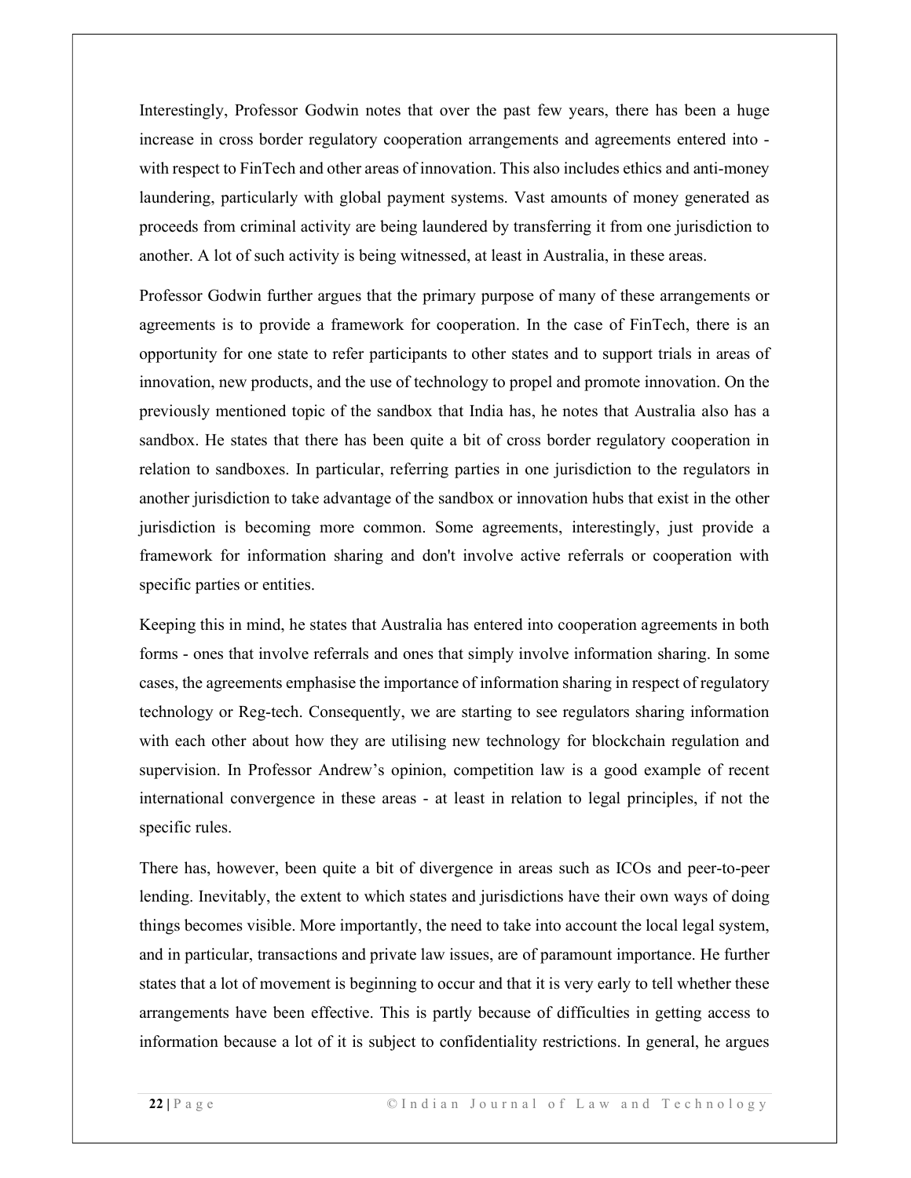Interestingly, Professor Godwin notes that over the past few years, there has been a huge increase in cross border regulatory cooperation arrangements and agreements entered into - with respect to FinTech and other areas of innovation. This also includes ethics and anti-money laundering, particularly with global payment systems. Vast amounts of money generated as proceeds from criminal activity are being laundered by transferring it from one jurisdiction to another. A lot of such activity is being witnessed, at least in Australia, in these areas.

Professor Godwin further argues that the primary purpose of many of these arrangements or agreements is to provide a framework for cooperation. In the case of FinTech, there is an opportunity for one state to refer participants to other states and to support trials in areas of innovation, new products, and the use of technology to propel and promote innovation. On the previously mentioned topic of the sandbox that India has, he notes that Australia also has a sandbox. He states that there has been quite a bit of cross border regulatory cooperation in relation to sandboxes. In particular, referring parties in one jurisdiction to the regulators in another jurisdiction to take advantage of the sandbox or innovation hubs that exist in the other jurisdiction is becoming more common. Some agreements, interestingly, just provide a framework for information sharing and don't involve active referrals or cooperation with specific parties or entities.

Keeping this in mind, he states that Australia has entered into cooperation agreements in both forms - ones that involve referrals and ones that simply involve information sharing. In some cases, the agreements emphasise the importance of information sharing in respect of regulatory technology or Reg-tech. Consequently, we are starting to see regulators sharing information with each other about how they are utilising new technology for blockchain regulation and supervision. In Professor Andrew's opinion, competition law is a good example of recent international convergence in these areas - at least in relation to legal principles, if not the specific rules.

There has, however, been quite a bit of divergence in areas such as ICOs and peer-to-peer lending. Inevitably, the extent to which states and jurisdictions have their own ways of doing things becomes visible. More importantly, the need to take into account the local legal system, and in particular, transactions and private law issues, are of paramount importance. He further states that a lot of movement is beginning to occur and that it is very early to tell whether these arrangements have been effective. This is partly because of difficulties in getting access to information because a lot of it is subject to confidentiality restrictions. In general, he argues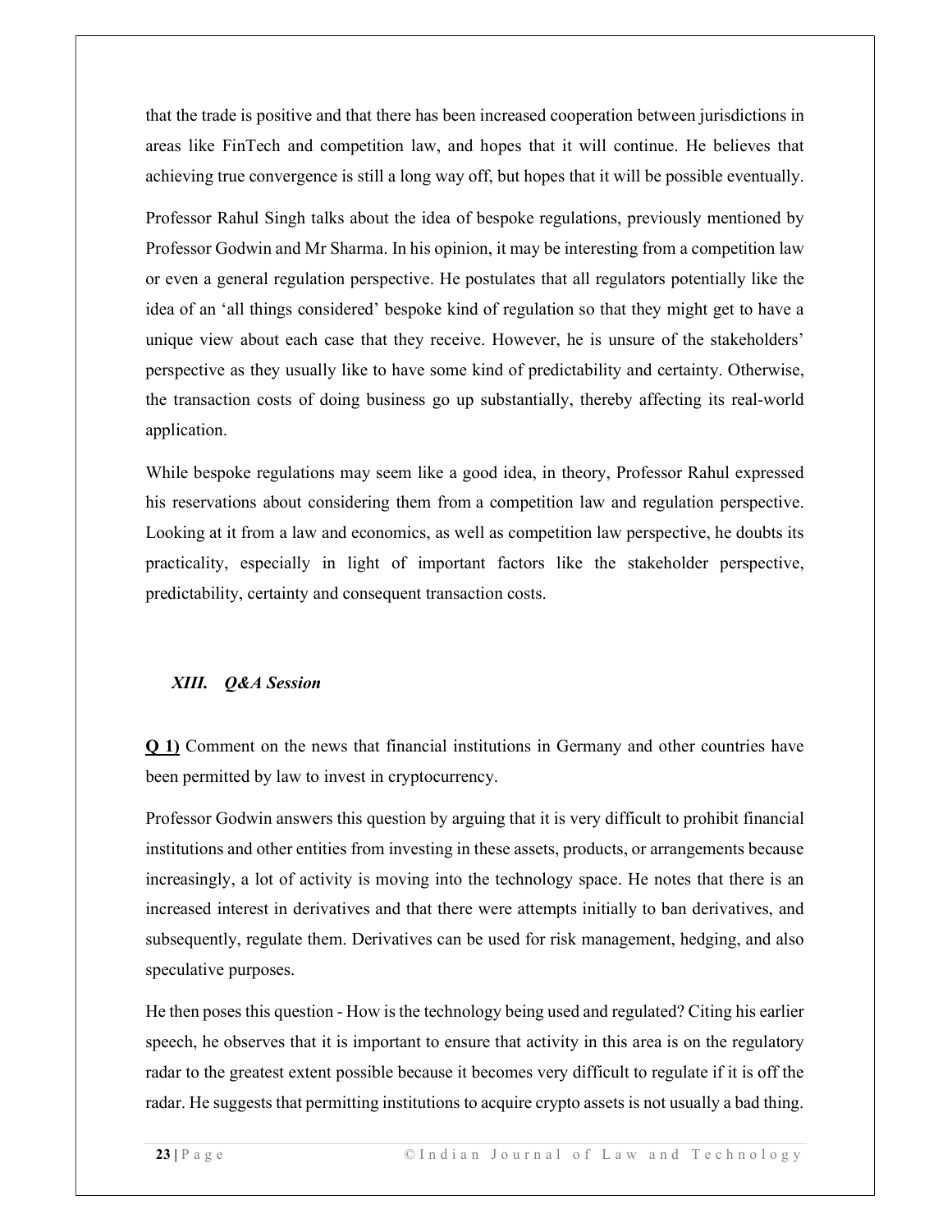that the trade is positive and that there has been increased cooperation between jurisdictions in areas like FinTech and competition law, and hopes that it will continue. He believes that achieving true convergence is still a long way off, but hopes that it will be possible eventually.

Professor Rahul Singh talks about the idea of bespoke regulations, previously mentioned by Professor Godwin and Mr Sharma. In his opinion, it may be interesting from a competition law or even a general regulation perspective. He postulates that all regulators potentially like the idea of an 'all things considered' bespoke kind of regulation so that they might get to have a unique view about each case that they receive. However, he is unsure of the stakeholders' perspective as they usually like to have some kind of predictability and certainty. Otherwise, the transaction costs of doing business go up substantially, thereby affecting its real-world application.

While bespoke regulations may seem like a good idea, in theory, Professor Rahul expressed his reservations about considering them from a competition law and regulation perspective. Looking at it from a law and economics, as well as competition law perspective, he doubts its practicality, especially in light of important factors like the stakeholder perspective, predictability, certainty and consequent transaction costs.

## *XIII. Q&A Session*

**Q 1)** Comment on the news that financial institutions in Germany and other countries have been permitted by law to invest in cryptocurrency.

Professor Godwin answers this question by arguing that it is very difficult to prohibit financial institutions and other entities from investing in these assets, products, or arrangements because increasingly, a lot of activity is moving into the technology space. He notes that there is an increased interest in derivatives and that there were attempts initially to ban derivatives, and subsequently, regulate them. Derivatives can be used for risk management, hedging, and also speculative purposes.

He then poses this question - How is the technology being used and regulated? Citing his earlier speech, he observes that it is important to ensure that activity in this area is on the regulatory radar to the greatest extent possible because it becomes very difficult to regulate if it is off the radar. He suggests that permitting institutions to acquire crypto assets is not usually a bad thing.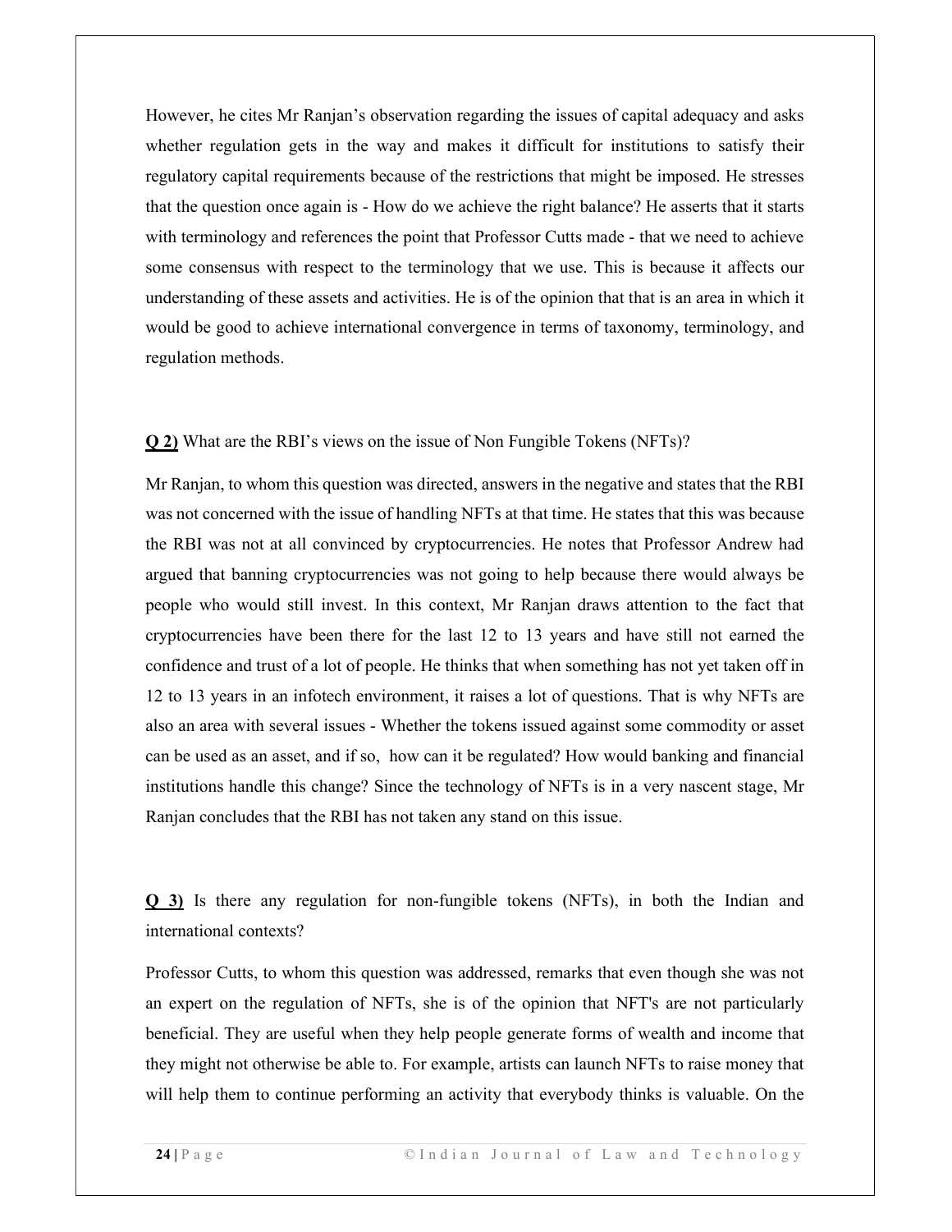However, he cites Mr Ranjan's observation regarding the issues of capital adequacy and asks whether regulation gets in the way and makes it difficult for institutions to satisfy their regulatory capital requirements because of the restrictions that might be imposed. He stresses that the question once again is - How do we achieve the right balance? He asserts that it starts with terminology and references the point that Professor Cutts made - that we need to achieve some consensus with respect to the terminology that we use. This is because it affects our understanding of these assets and activities. He is of the opinion that that is an area in which it would be good to achieve international convergence in terms of taxonomy, terminology, and regulation methods.

**<u>Q 2)</u>** What are the RBI's views on the issue of Non Fungible Tokens (NFTs)?

Mr Ranjan, to whom this question was directed, answers in the negative and states that the RBI was not concerned with the issue of handling NFTs at that time. He states that this was because the RBI was not at all convinced by cryptocurrencies. He notes that Professor Andrew had argued that banning cryptocurrencies was not going to help because there would always be people who would still invest. In this context, Mr Ranjan draws attention to the fact that cryptocurrencies have been there for the last 12 to 13 years and have still not earned the confidence and trust of a lot of people. He thinks that when something has not yet taken off in 12 to 13 years in an infotech environment, it raises a lot of questions. That is why NFTs are also an area with several issues - Whether the tokens issued against some commodity or asset can be used as an asset, and if so, how can it be regulated? How would banking and financial institutions handle this change? Since the technology of NFTs is in a very nascent stage, Mr Ranjan concludes that the RBI has not taken any stand on this issue.

**<u>Q 3)</u>** Is there any regulation for non-fungible tokens (NFTs), in both the Indian and international contexts?

Professor Cutts, to whom this question was addressed, remarks that even though she was not an expert on the regulation of NFTs, she is of the opinion that NFT's are not particularly beneficial. They are useful when they help people generate forms of wealth and income that they might not otherwise be able to. For example, artists can launch NFTs to raise money that will help them to continue performing an activity that everybody thinks is valuable. On the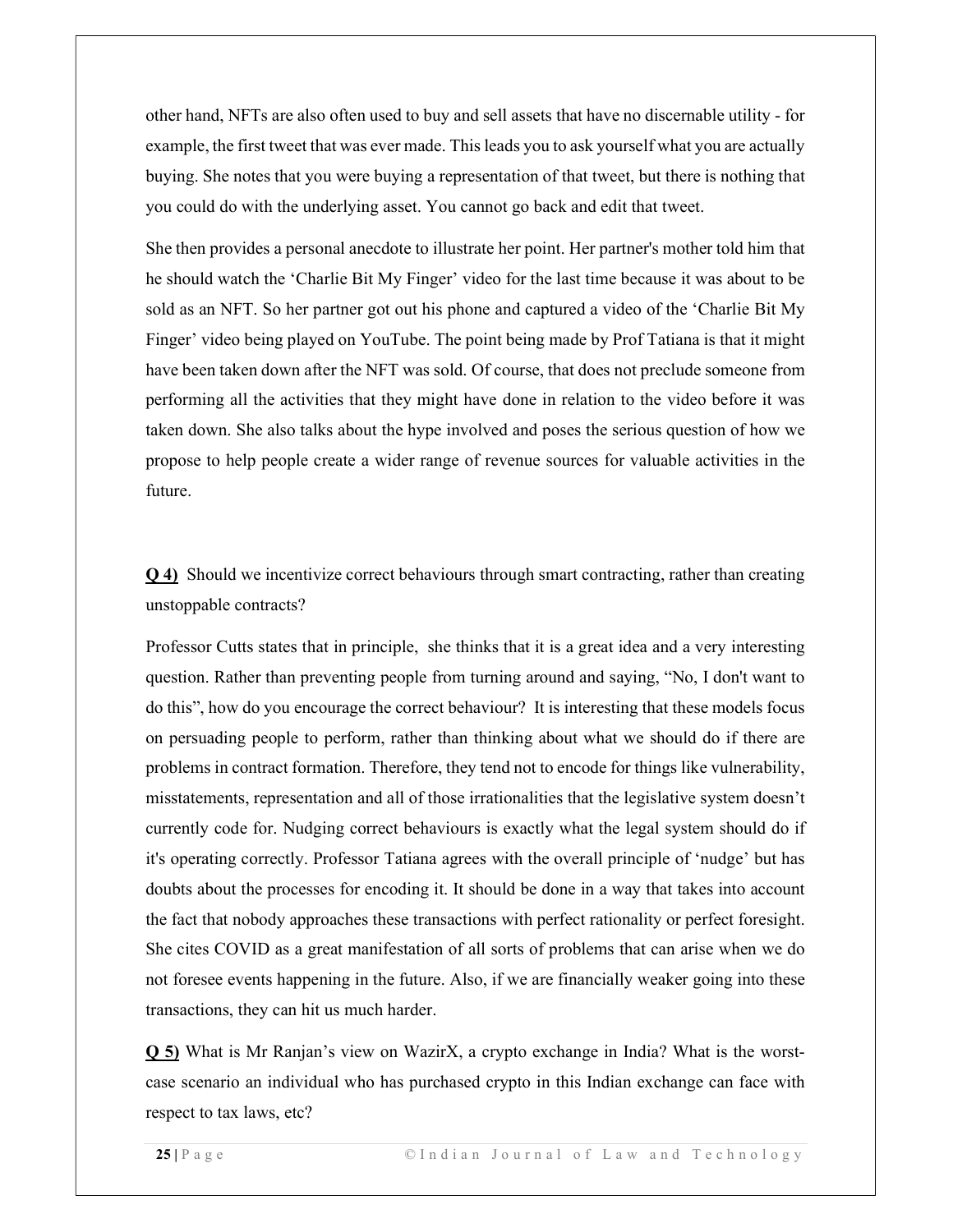other hand, NFTs are also often used to buy and sell assets that have no discernable utility - for example, the first tweet that was ever made. This leads you to ask yourself what you are actually buying. She notes that you were buying a representation of that tweet, but there is nothing that you could do with the underlying asset. You cannot go back and edit that tweet.

She then provides a personal anecdote to illustrate her point. Her partner's mother told him that he should watch the 'Charlie Bit My Finger' video for the last time because it was about to be sold as an NFT. So her partner got out his phone and captured a video of the 'Charlie Bit My Finger' video being played on YouTube. The point being made by Prof Tatiana is that it might have been taken down after the NFT was sold. Of course, that does not preclude someone from performing all the activities that they might have done in relation to the video before it was taken down. She also talks about the hype involved and poses the serious question of how we propose to help people create a wider range of revenue sources for valuable activities in the future.

**Q 4)** Should we incentivize correct behaviours through smart contracting, rather than creating unstoppable contracts?

Professor Cutts states that in principle, she thinks that it is a great idea and a very interesting question. Rather than preventing people from turning around and saying, "No, I don't want to do this", how do you encourage the correct behaviour? It is interesting that these models focus on persuading people to perform, rather than thinking about what we should do if there are problems in contract formation. Therefore, they tend not to encode for things like vulnerability, misstatements, representation and all of those irrationalities that the legislative system doesn't currently code for. Nudging correct behaviours is exactly what the legal system should do if it's operating correctly. Professor Tatiana agrees with the overall principle of 'nudge' but has doubts about the processes for encoding it. It should be done in a way that takes into account the fact that nobody approaches these transactions with perfect rationality or perfect foresight. She cites COVID as a great manifestation of all sorts of problems that can arise when we do not foresee events happening in the future. Also, if we are financially weaker going into these transactions, they can hit us much harder.

**Q 5)** What is Mr Ranjan's view on WazirX, a crypto exchange in India? What is the worst-case scenario an individual who has purchased crypto in this Indian exchange can face with respect to tax laws, etc?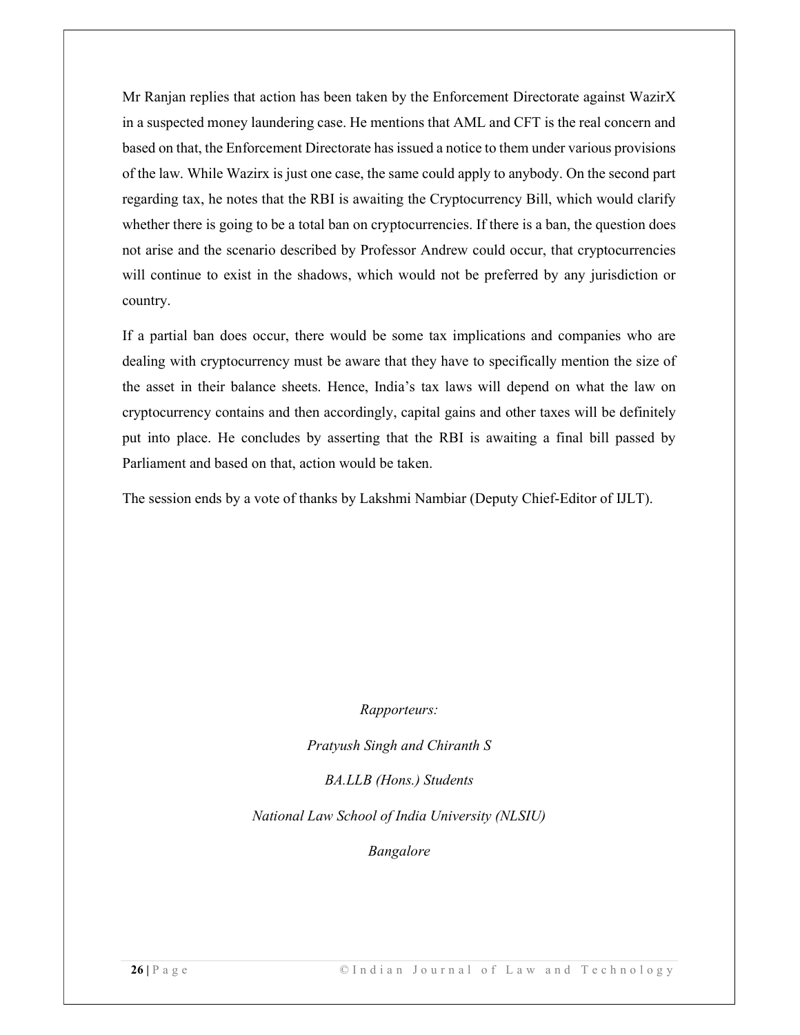Mr Ranjan replies that action has been taken by the Enforcement Directorate against WazirX in a suspected money laundering case. He mentions that AML and CFT is the real concern and based on that, the Enforcement Directorate has issued a notice to them under various provisions of the law. While Wazirx is just one case, the same could apply to anybody. On the second part regarding tax, he notes that the RBI is awaiting the Cryptocurrency Bill, which would clarify whether there is going to be a total ban on cryptocurrencies. If there is a ban, the question does not arise and the scenario described by Professor Andrew could occur, that cryptocurrencies will continue to exist in the shadows, which would not be preferred by any jurisdiction or country.

If a partial ban does occur, there would be some tax implications and companies who are dealing with cryptocurrency must be aware that they have to specifically mention the size of the asset in their balance sheets. Hence, India's tax laws will depend on what the law on cryptocurrency contains and then accordingly, capital gains and other taxes will be definitely put into place. He concludes by asserting that the RBI is awaiting a final bill passed by Parliament and based on that, action would be taken.

The session ends by a vote of thanks by Lakshmi Nambiar (Deputy Chief-Editor of IJLT).

*Rapporteurs:*

*Pratyush Singh and Chiranth S*

*BA.LLB (Hons.) Students*

*National Law School of India University (NLSIU)*

*Bangalore*